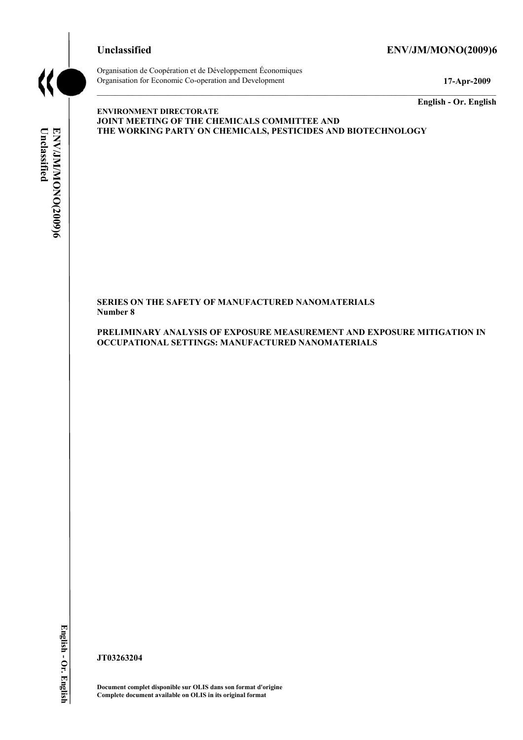**Unclassified** **ENV/JM/MONO(2009)6**

Organisation de Coopération et de Développement Économiques
Organisation for Economic Co-operation and Development **17-Apr-2009**

**English - Or. English**

**ENVIRONMENT DIRECTORATE**
**JOINT MEETING OF THE CHEMICALS COMMITTEE AND**
**THE WORKING PARTY ON CHEMICALS, PESTICIDES AND BIOTECHNOLOGY**

**SERIES ON THE SAFETY OF MANUFACTURED NANOMATERIALS**
**Number 8**

**PRELIMINARY ANALYSIS OF EXPOSURE MEASUREMENT AND EXPOSURE MITIGATION IN OCCUPATIONAL SETTINGS: MANUFACTURED NANOMATERIALS**

**JT03263204**

**Document complet disponible sur OLIS dans son format d'origine**
**Complete document available on OLIS in its original format**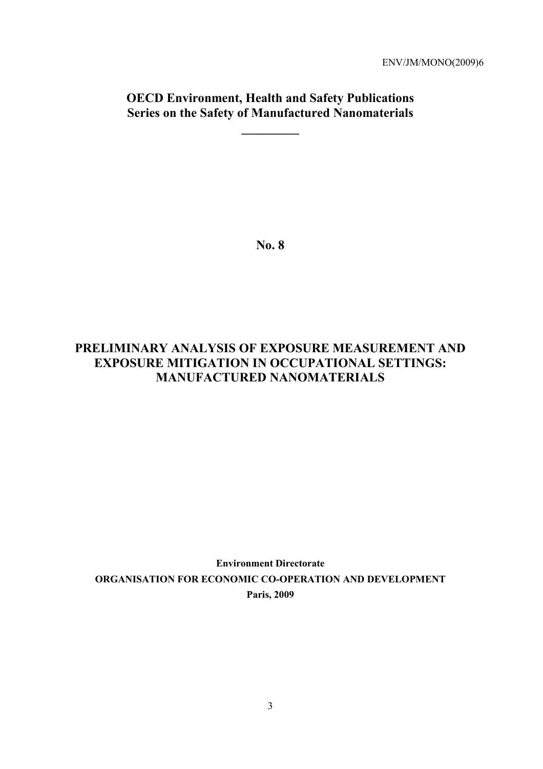ENV/JM/MONO(2009)6

**OECD Environment, Health and Safety Publications**
**Series on the Safety of Manufactured Nanomaterials**

**No. 8**

# PRELIMINARY ANALYSIS OF EXPOSURE MEASUREMENT AND EXPOSURE MITIGATION IN OCCUPATIONAL SETTINGS: MANUFACTURED NANOMATERIALS

**Environment Directorate**

**ORGANISATION FOR ECONOMIC CO-OPERATION AND DEVELOPMENT**

**Paris, 2009**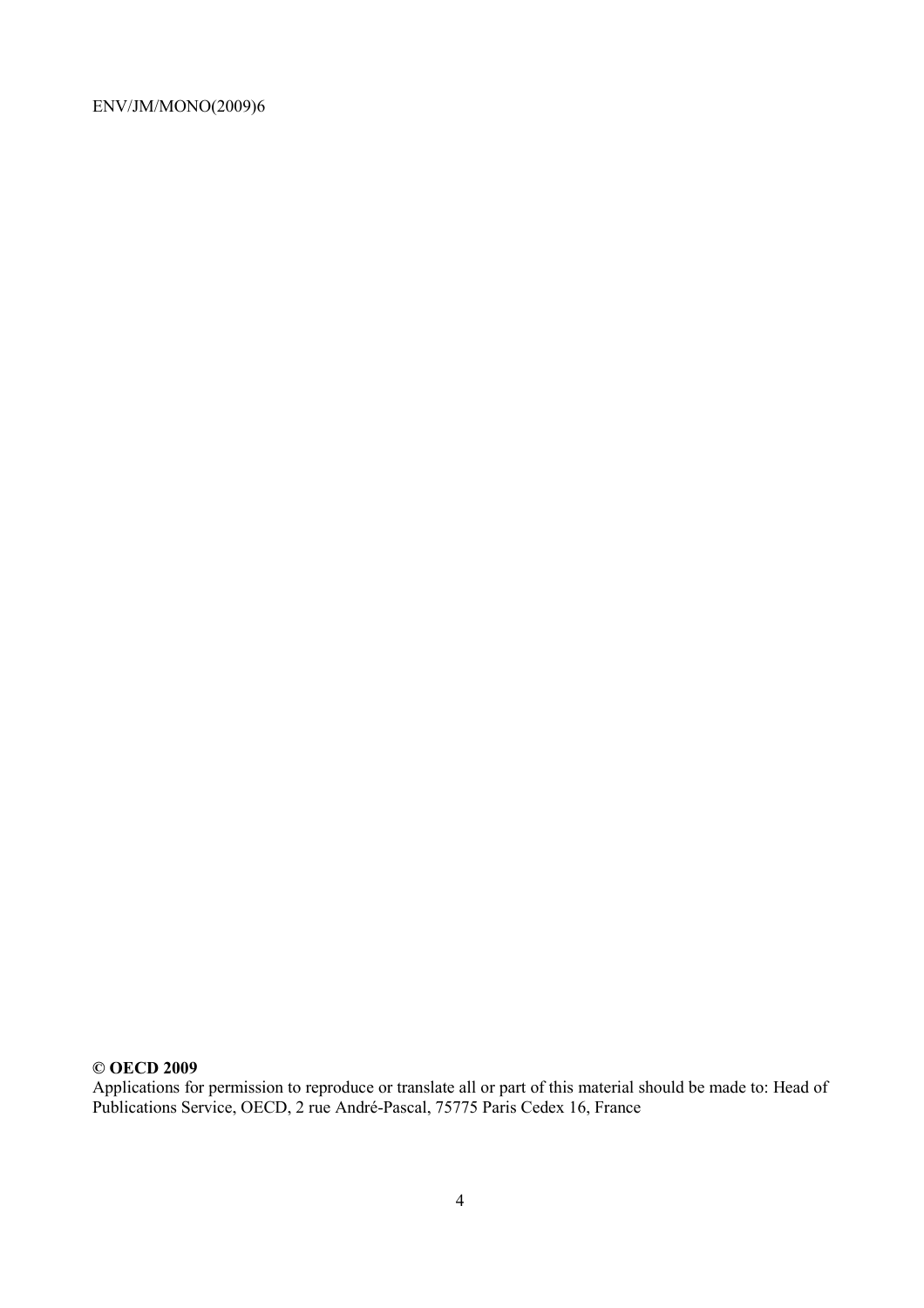**© OECD 2009**

Applications for permission to reproduce or translate all or part of this material should be made to: Head of Publications Service, OECD, 2 rue André-Pascal, 75775 Paris Cedex 16, France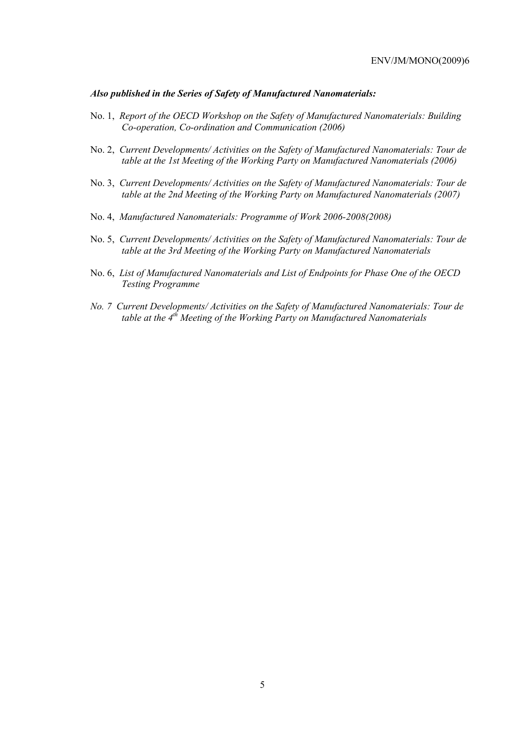***Also published in the Series of Safety of Manufactured Nanomaterials:***

No. 1, *Report of the OECD Workshop on the Safety of Manufactured Nanomaterials: Building Co-operation, Co-ordination and Communication (2006)*

No. 2, *Current Developments/ Activities on the Safety of Manufactured Nanomaterials: Tour de table at the 1st Meeting of the Working Party on Manufactured Nanomaterials (2006)*

No. 3, *Current Developments/ Activities on the Safety of Manufactured Nanomaterials: Tour de table at the 2nd Meeting of the Working Party on Manufactured Nanomaterials (2007)*

No. 4, *Manufactured Nanomaterials: Programme of Work 2006-2008(2008)*

No. 5, *Current Developments/ Activities on the Safety of Manufactured Nanomaterials: Tour de table at the 3rd Meeting of the Working Party on Manufactured Nanomaterials*

No. 6, *List of Manufactured Nanomaterials and List of Endpoints for Phase One of the OECD Testing Programme*

*No. 7 Current Developments/ Activities on the Safety of Manufactured Nanomaterials: Tour de table at the 4th Meeting of the Working Party on Manufactured Nanomaterials*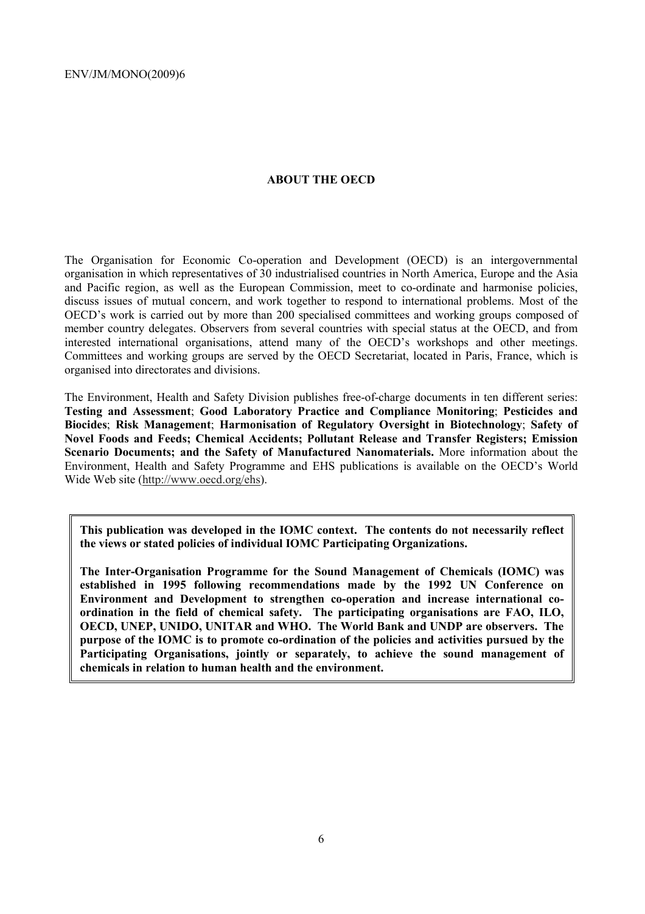## ABOUT THE OECD

The Organisation for Economic Co-operation and Development (OECD) is an intergovernmental organisation in which representatives of 30 industrialised countries in North America, Europe and the Asia and Pacific region, as well as the European Commission, meet to co-ordinate and harmonise policies, discuss issues of mutual concern, and work together to respond to international problems. Most of the OECD's work is carried out by more than 200 specialised committees and working groups composed of member country delegates. Observers from several countries with special status at the OECD, and from interested international organisations, attend many of the OECD's workshops and other meetings. Committees and working groups are served by the OECD Secretariat, located in Paris, France, which is organised into directorates and divisions.

The Environment, Health and Safety Division publishes free-of-charge documents in ten different series: **Testing and Assessment**; **Good Laboratory Practice and Compliance Monitoring**; **Pesticides and Biocides**; **Risk Management**; **Harmonisation of Regulatory Oversight in Biotechnology**; **Safety of Novel Foods and Feeds; Chemical Accidents; Pollutant Release and Transfer Registers; Emission Scenario Documents; and the Safety of Manufactured Nanomaterials.** More information about the Environment, Health and Safety Programme and EHS publications is available on the OECD's World Wide Web site (http://www.oecd.org/ehs).

**This publication was developed in the IOMC context. The contents do not necessarily reflect the views or stated policies of individual IOMC Participating Organizations.**

**The Inter-Organisation Programme for the Sound Management of Chemicals (IOMC) was established in 1995 following recommendations made by the 1992 UN Conference on Environment and Development to strengthen co-operation and increase international co-ordination in the field of chemical safety. The participating organisations are FAO, ILO, OECD, UNEP, UNIDO, UNITAR and WHO. The World Bank and UNDP are observers. The purpose of the IOMC is to promote co-ordination of the policies and activities pursued by the Participating Organisations, jointly or separately, to achieve the sound management of chemicals in relation to human health and the environment.**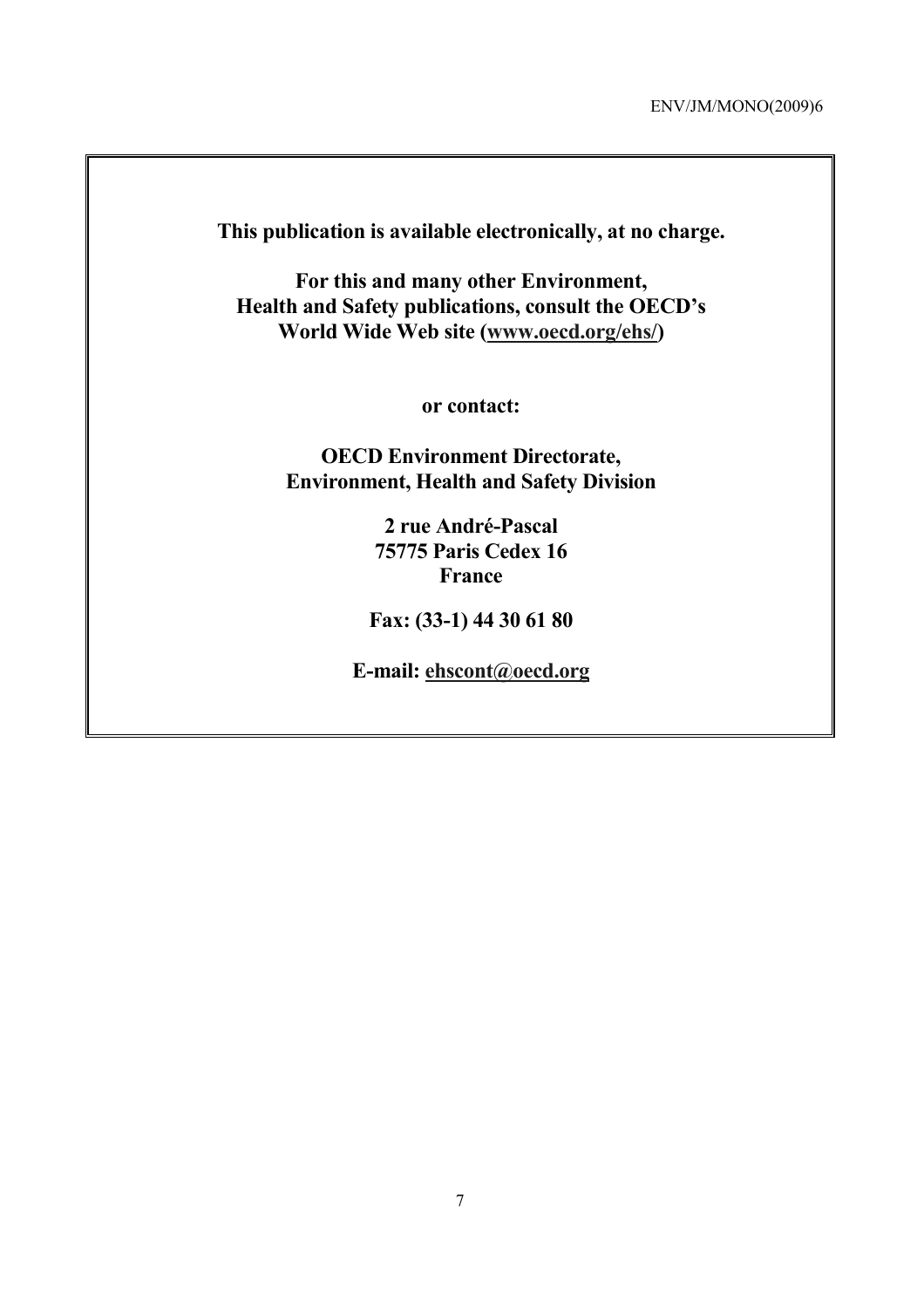**This publication is available electronically, at no charge.**

**For this and many other Environment, Health and Safety publications, consult the OECD's World Wide Web site (www.oecd.org/ehs/)**

**or contact:**

**OECD Environment Directorate, Environment, Health and Safety Division**

**2 rue André-Pascal**
**75775 Paris Cedex 16**
**France**

**Fax: (33-1) 44 30 61 80**

**E-mail: ehscont@oecd.org**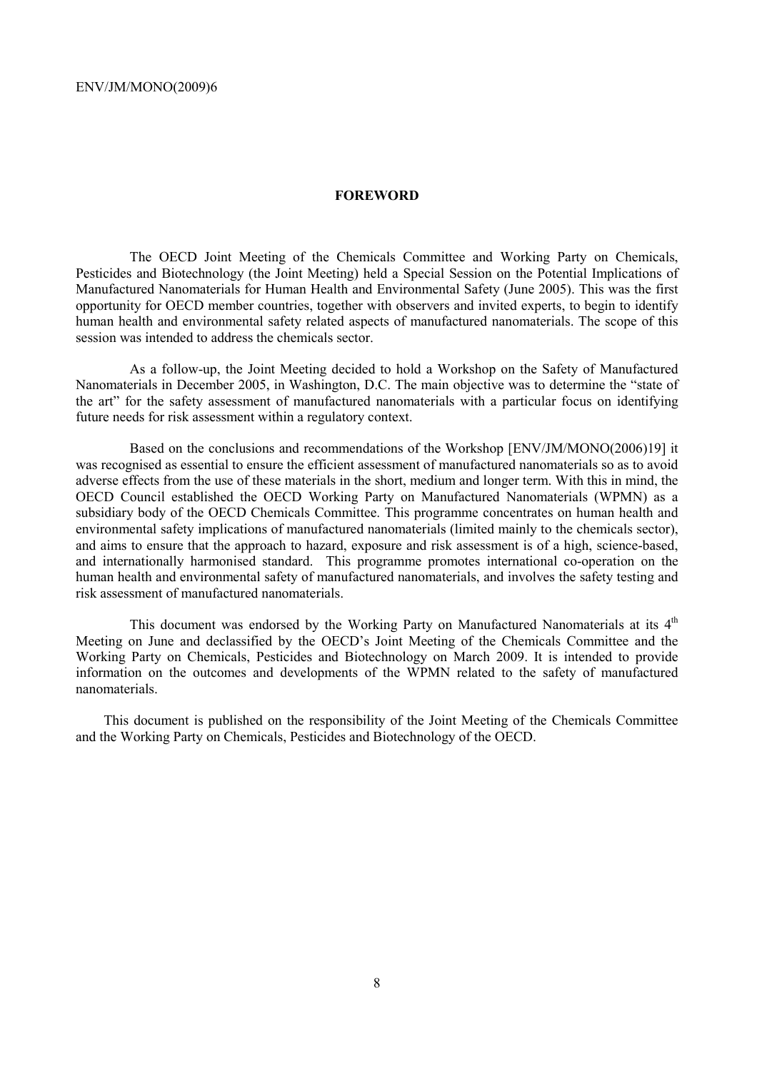# FOREWORD

The OECD Joint Meeting of the Chemicals Committee and Working Party on Chemicals, Pesticides and Biotechnology (the Joint Meeting) held a Special Session on the Potential Implications of Manufactured Nanomaterials for Human Health and Environmental Safety (June 2005). This was the first opportunity for OECD member countries, together with observers and invited experts, to begin to identify human health and environmental safety related aspects of manufactured nanomaterials. The scope of this session was intended to address the chemicals sector.

As a follow-up, the Joint Meeting decided to hold a Workshop on the Safety of Manufactured Nanomaterials in December 2005, in Washington, D.C. The main objective was to determine the "state of the art" for the safety assessment of manufactured nanomaterials with a particular focus on identifying future needs for risk assessment within a regulatory context.

Based on the conclusions and recommendations of the Workshop [ENV/JM/MONO(2006)19] it was recognised as essential to ensure the efficient assessment of manufactured nanomaterials so as to avoid adverse effects from the use of these materials in the short, medium and longer term. With this in mind, the OECD Council established the OECD Working Party on Manufactured Nanomaterials (WPMN) as a subsidiary body of the OECD Chemicals Committee. This programme concentrates on human health and environmental safety implications of manufactured nanomaterials (limited mainly to the chemicals sector), and aims to ensure that the approach to hazard, exposure and risk assessment is of a high, science-based, and internationally harmonised standard. This programme promotes international co-operation on the human health and environmental safety of manufactured nanomaterials, and involves the safety testing and risk assessment of manufactured nanomaterials.

This document was endorsed by the Working Party on Manufactured Nanomaterials at its 4th Meeting on June and declassified by the OECD's Joint Meeting of the Chemicals Committee and the Working Party on Chemicals, Pesticides and Biotechnology on March 2009. It is intended to provide information on the outcomes and developments of the WPMN related to the safety of manufactured nanomaterials.

This document is published on the responsibility of the Joint Meeting of the Chemicals Committee and the Working Party on Chemicals, Pesticides and Biotechnology of the OECD.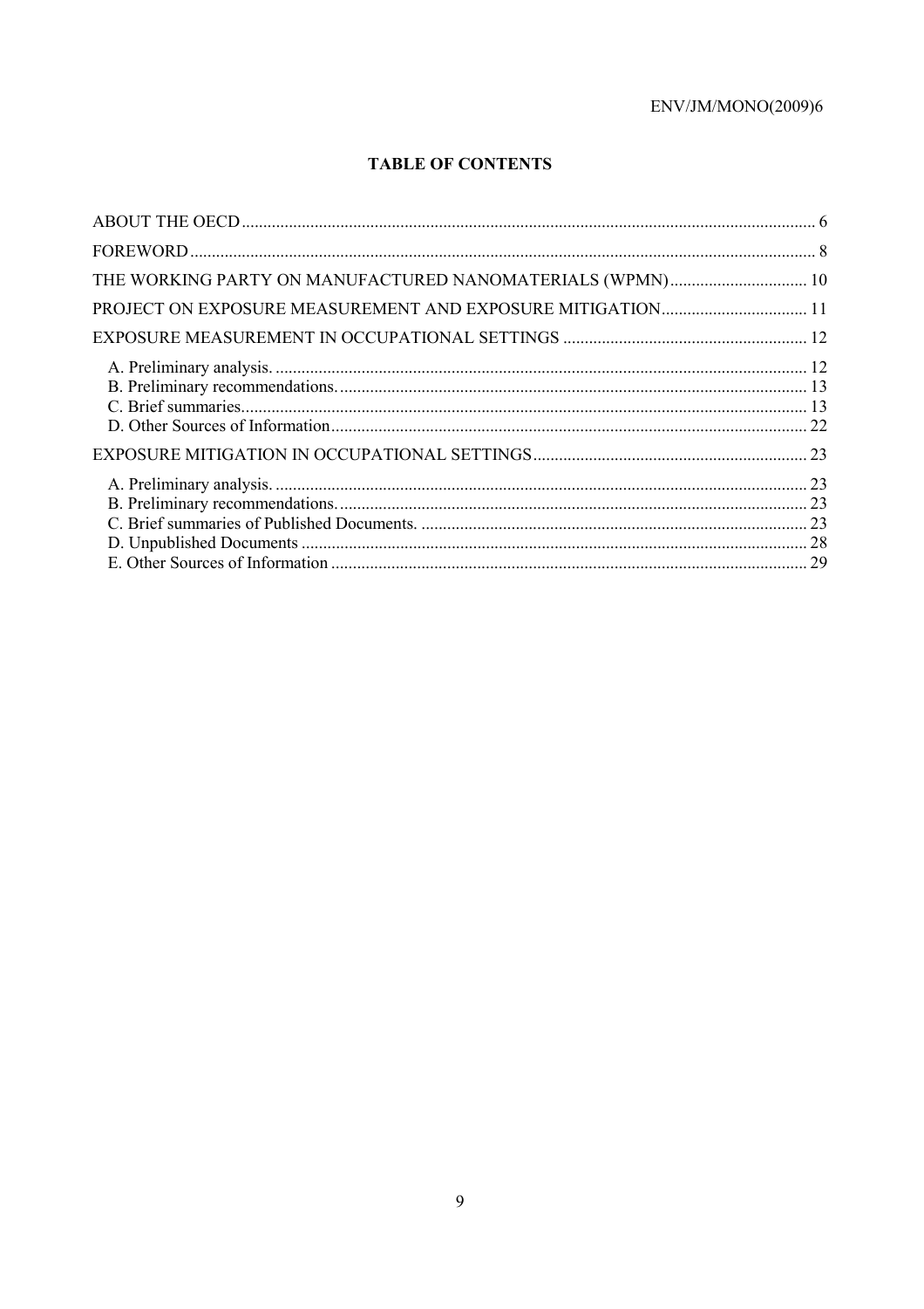**TABLE OF CONTENTS**

ABOUT THE OECD ..... 6

FOREWORD ..... 8

THE WORKING PARTY ON MANUFACTURED NANOMATERIALS (WPMN) ..... 10

PROJECT ON EXPOSURE MEASUREMENT AND EXPOSURE MITIGATION ..... 11

EXPOSURE MEASUREMENT IN OCCUPATIONAL SETTINGS ..... 12

- A. Preliminary analysis. ..... 12
- B. Preliminary recommendations. ..... 13
- C. Brief summaries ..... 13
- D. Other Sources of Information ..... 22

EXPOSURE MITIGATION IN OCCUPATIONAL SETTINGS ..... 23

- A. Preliminary analysis. ..... 23
- B. Preliminary recommendations. ..... 23
- C. Brief summaries of Published Documents. ..... 23
- D. Unpublished Documents ..... 28
- E. Other Sources of Information ..... 29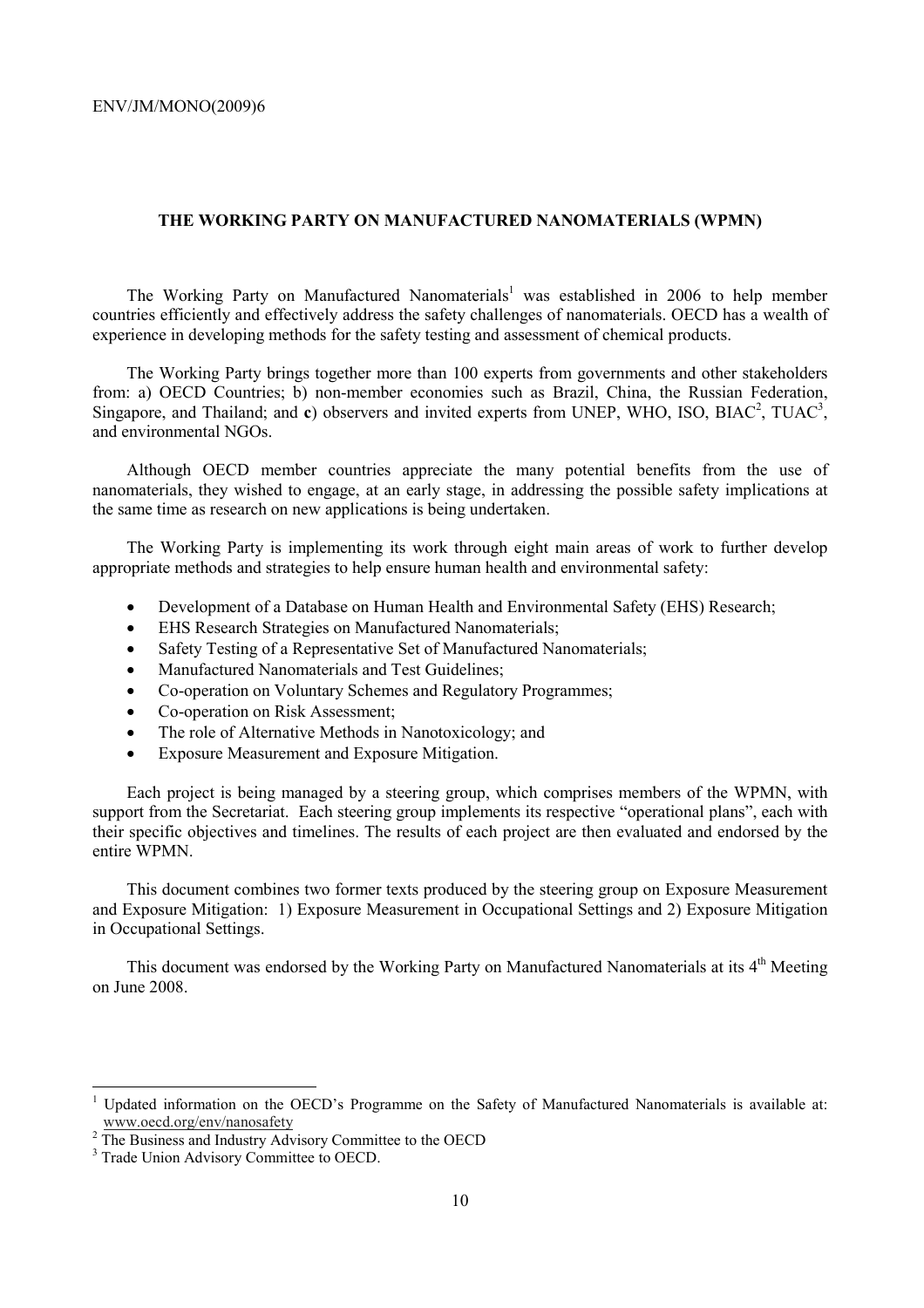## THE WORKING PARTY ON MANUFACTURED NANOMATERIALS (WPMN)

The Working Party on Manufactured Nanomaterials[1] was established in 2006 to help member countries efficiently and effectively address the safety challenges of nanomaterials. OECD has a wealth of experience in developing methods for the safety testing and assessment of chemical products.

The Working Party brings together more than 100 experts from governments and other stakeholders from: a) OECD Countries; b) non-member economies such as Brazil, China, the Russian Federation, Singapore, and Thailand; and **c**) observers and invited experts from UNEP, WHO, ISO, BIAC[2], TUAC[3], and environmental NGOs.

Although OECD member countries appreciate the many potential benefits from the use of nanomaterials, they wished to engage, at an early stage, in addressing the possible safety implications at the same time as research on new applications is being undertaken.

The Working Party is implementing its work through eight main areas of work to further develop appropriate methods and strategies to help ensure human health and environmental safety:

- Development of a Database on Human Health and Environmental Safety (EHS) Research;
- EHS Research Strategies on Manufactured Nanomaterials;
- Safety Testing of a Representative Set of Manufactured Nanomaterials;
- Manufactured Nanomaterials and Test Guidelines;
- Co-operation on Voluntary Schemes and Regulatory Programmes;
- Co-operation on Risk Assessment;
- The role of Alternative Methods in Nanotoxicology; and
- Exposure Measurement and Exposure Mitigation.

Each project is being managed by a steering group, which comprises members of the WPMN, with support from the Secretariat. Each steering group implements its respective "operational plans", each with their specific objectives and timelines. The results of each project are then evaluated and endorsed by the entire WPMN.

This document combines two former texts produced by the steering group on Exposure Measurement and Exposure Mitigation: 1) Exposure Measurement in Occupational Settings and 2) Exposure Mitigation in Occupational Settings.

This document was endorsed by the Working Party on Manufactured Nanomaterials at its 4th Meeting on June 2008.

---

[1] Updated information on the OECD's Programme on the Safety of Manufactured Nanomaterials is available at: www.oecd.org/env/nanosafety

[2] The Business and Industry Advisory Committee to the OECD

[3] Trade Union Advisory Committee to OECD.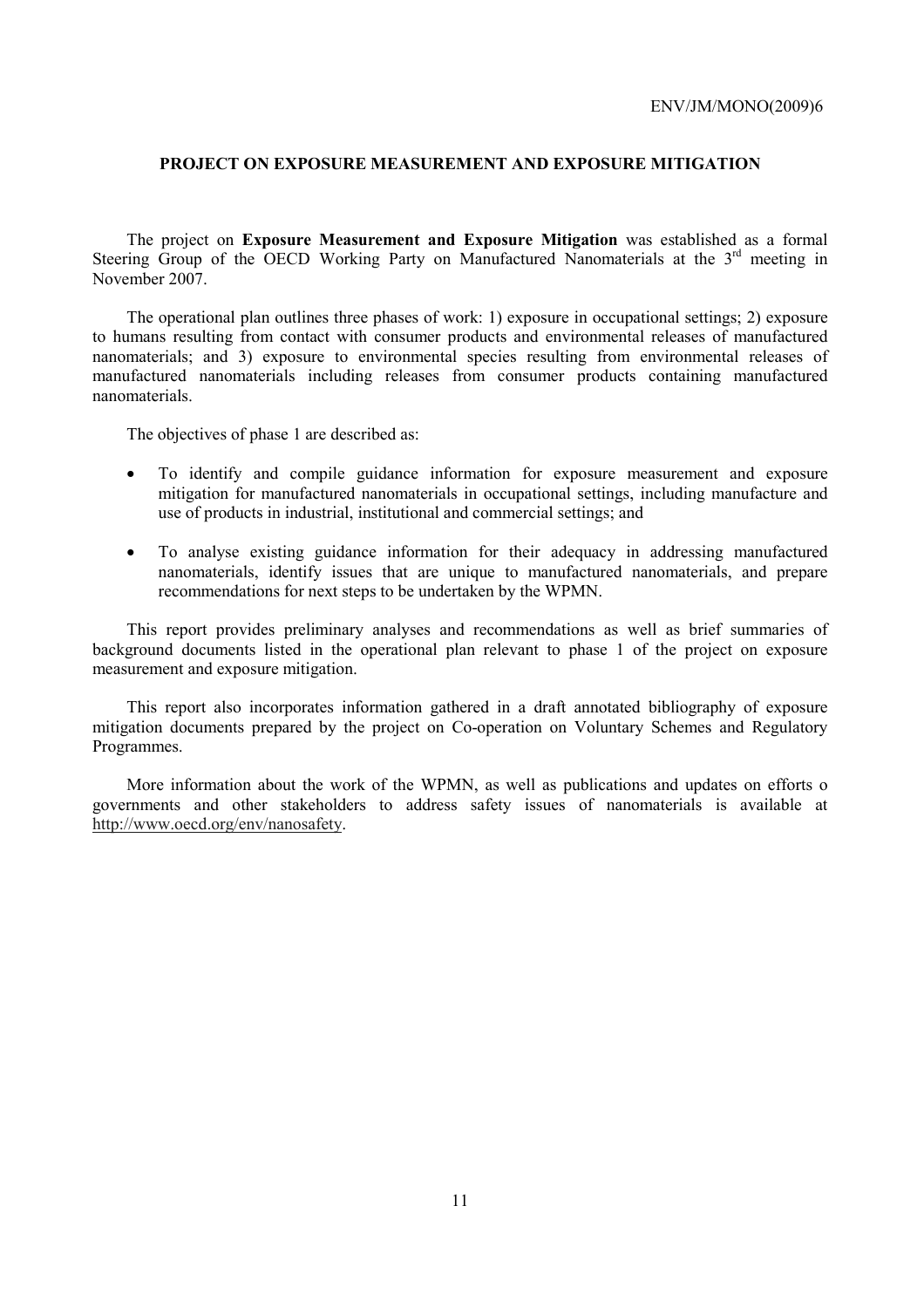## PROJECT ON EXPOSURE MEASUREMENT AND EXPOSURE MITIGATION

The project on **Exposure Measurement and Exposure Mitigation** was established as a formal Steering Group of the OECD Working Party on Manufactured Nanomaterials at the 3rd meeting in November 2007.

The operational plan outlines three phases of work: 1) exposure in occupational settings; 2) exposure to humans resulting from contact with consumer products and environmental releases of manufactured nanomaterials; and 3) exposure to environmental species resulting from environmental releases of manufactured nanomaterials including releases from consumer products containing manufactured nanomaterials.

The objectives of phase 1 are described as:

- To identify and compile guidance information for exposure measurement and exposure mitigation for manufactured nanomaterials in occupational settings, including manufacture and use of products in industrial, institutional and commercial settings; and
- To analyse existing guidance information for their adequacy in addressing manufactured nanomaterials, identify issues that are unique to manufactured nanomaterials, and prepare recommendations for next steps to be undertaken by the WPMN.

This report provides preliminary analyses and recommendations as well as brief summaries of background documents listed in the operational plan relevant to phase 1 of the project on exposure measurement and exposure mitigation.

This report also incorporates information gathered in a draft annotated bibliography of exposure mitigation documents prepared by the project on Co-operation on Voluntary Schemes and Regulatory Programmes.

More information about the work of the WPMN, as well as publications and updates on efforts o governments and other stakeholders to address safety issues of nanomaterials is available at http://www.oecd.org/env/nanosafety.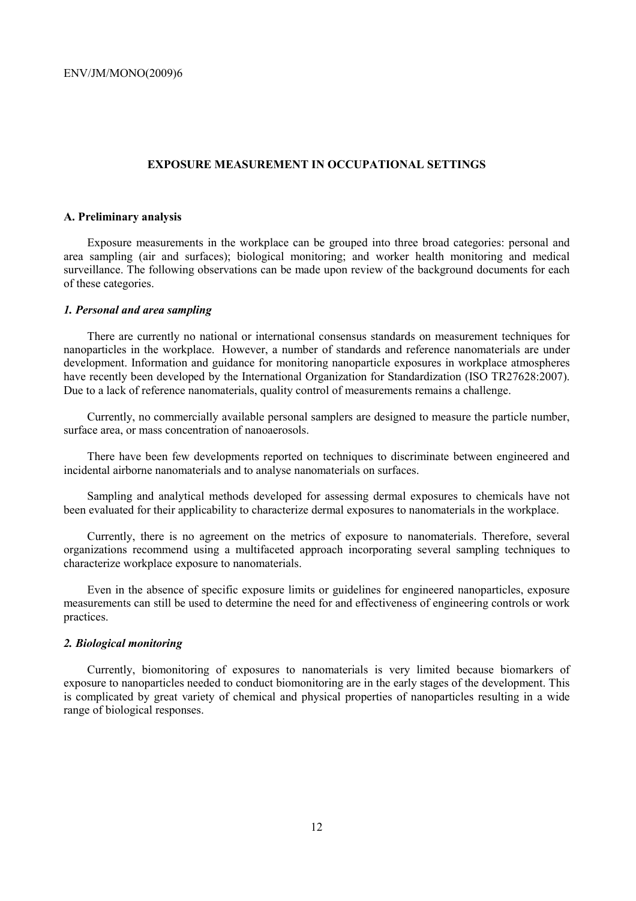## EXPOSURE MEASUREMENT IN OCCUPATIONAL SETTINGS

### A. Preliminary analysis

Exposure measurements in the workplace can be grouped into three broad categories: personal and area sampling (air and surfaces); biological monitoring; and worker health monitoring and medical surveillance. The following observations can be made upon review of the background documents for each of these categories.

#### *1. Personal and area sampling*

There are currently no national or international consensus standards on measurement techniques for nanoparticles in the workplace. However, a number of standards and reference nanomaterials are under development. Information and guidance for monitoring nanoparticle exposures in workplace atmospheres have recently been developed by the International Organization for Standardization (ISO TR27628:2007). Due to a lack of reference nanomaterials, quality control of measurements remains a challenge.

Currently, no commercially available personal samplers are designed to measure the particle number, surface area, or mass concentration of nanoaerosols.

There have been few developments reported on techniques to discriminate between engineered and incidental airborne nanomaterials and to analyse nanomaterials on surfaces.

Sampling and analytical methods developed for assessing dermal exposures to chemicals have not been evaluated for their applicability to characterize dermal exposures to nanomaterials in the workplace.

Currently, there is no agreement on the metrics of exposure to nanomaterials. Therefore, several organizations recommend using a multifaceted approach incorporating several sampling techniques to characterize workplace exposure to nanomaterials.

Even in the absence of specific exposure limits or guidelines for engineered nanoparticles, exposure measurements can still be used to determine the need for and effectiveness of engineering controls or work practices.

#### *2. Biological monitoring*

Currently, biomonitoring of exposures to nanomaterials is very limited because biomarkers of exposure to nanoparticles needed to conduct biomonitoring are in the early stages of the development. This is complicated by great variety of chemical and physical properties of nanoparticles resulting in a wide range of biological responses.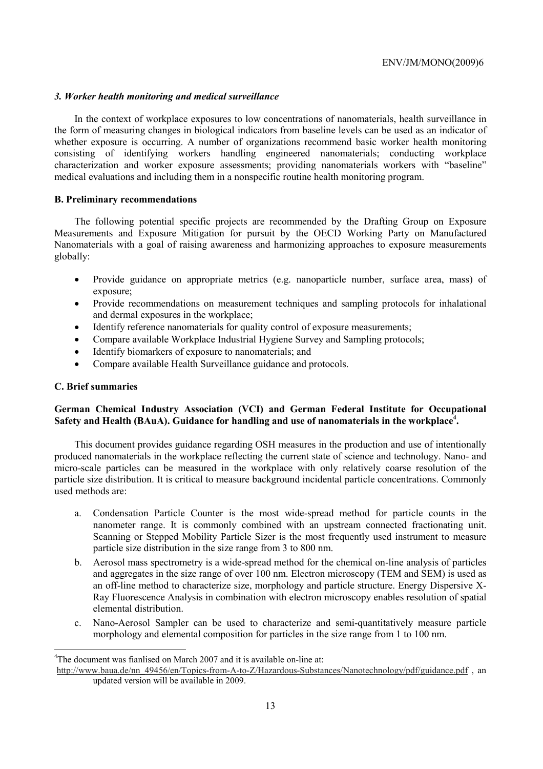### *3. Worker health monitoring and medical surveillance*

In the context of workplace exposures to low concentrations of nanomaterials, health surveillance in the form of measuring changes in biological indicators from baseline levels can be used as an indicator of whether exposure is occurring. A number of organizations recommend basic worker health monitoring consisting of identifying workers handling engineered nanomaterials; conducting workplace characterization and worker exposure assessments; providing nanomaterials workers with "baseline" medical evaluations and including them in a nonspecific routine health monitoring program.

### B. Preliminary recommendations

The following potential specific projects are recommended by the Drafting Group on Exposure Measurements and Exposure Mitigation for pursuit by the OECD Working Party on Manufactured Nanomaterials with a goal of raising awareness and harmonizing approaches to exposure measurements globally:

- Provide guidance on appropriate metrics (e.g. nanoparticle number, surface area, mass) of exposure;
- Provide recommendations on measurement techniques and sampling protocols for inhalational and dermal exposures in the workplace;
- Identify reference nanomaterials for quality control of exposure measurements;
- Compare available Workplace Industrial Hygiene Survey and Sampling protocols;
- Identify biomarkers of exposure to nanomaterials; and
- Compare available Health Surveillance guidance and protocols.

### C. Brief summaries

**German Chemical Industry Association (VCI) and German Federal Institute for Occupational Safety and Health (BAuA). Guidance for handling and use of nanomaterials in the workplace[4].**

This document provides guidance regarding OSH measures in the production and use of intentionally produced nanomaterials in the workplace reflecting the current state of science and technology. Nano- and micro-scale particles can be measured in the workplace with only relatively coarse resolution of the particle size distribution. It is critical to measure background incidental particle concentrations. Commonly used methods are:

a. Condensation Particle Counter is the most wide-spread method for particle counts in the nanometer range. It is commonly combined with an upstream connected fractionating unit. Scanning or Stepped Mobility Particle Sizer is the most frequently used instrument to measure particle size distribution in the size range from 3 to 800 nm.

b. Aerosol mass spectrometry is a wide-spread method for the chemical on-line analysis of particles and aggregates in the size range of over 100 nm. Electron microscopy (TEM and SEM) is used as an off-line method to characterize size, morphology and particle structure. Energy Dispersive X-Ray Fluorescence Analysis in combination with electron microscopy enables resolution of spatial elemental distribution.

c. Nano-Aerosol Sampler can be used to characterize and semi-quantitatively measure particle morphology and elemental composition for particles in the size range from 1 to 100 nm.

---

[4]The document was fianlised on March 2007 and it is available on-line at: http://www.baua.de/nn_49456/en/Topics-from-A-to-Z/Hazardous-Substances/Nanotechnology/pdf/guidance.pdf , an updated version will be available in 2009.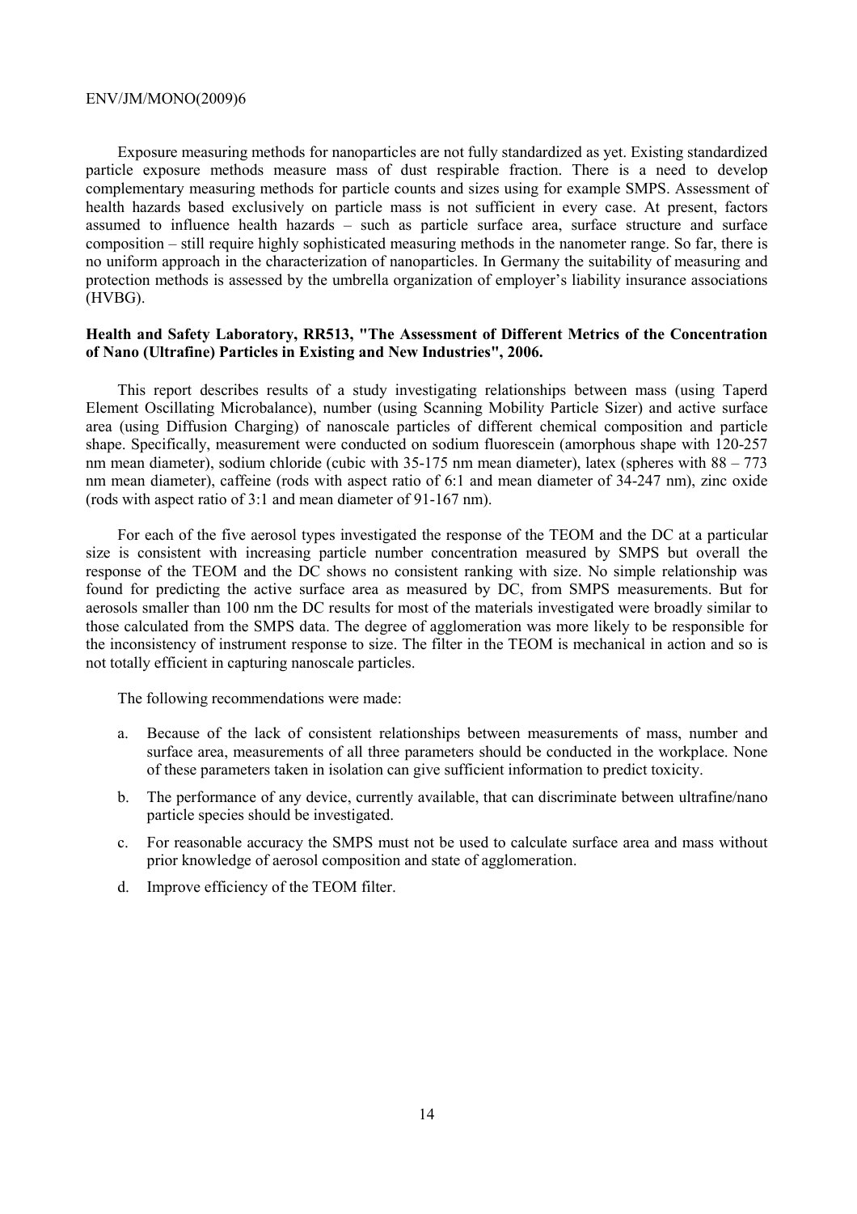Exposure measuring methods for nanoparticles are not fully standardized as yet. Existing standardized particle exposure methods measure mass of dust respirable fraction. There is a need to develop complementary measuring methods for particle counts and sizes using for example SMPS. Assessment of health hazards based exclusively on particle mass is not sufficient in every case. At present, factors assumed to influence health hazards – such as particle surface area, surface structure and surface composition – still require highly sophisticated measuring methods in the nanometer range. So far, there is no uniform approach in the characterization of nanoparticles. In Germany the suitability of measuring and protection methods is assessed by the umbrella organization of employer's liability insurance associations (HVBG).

**Health and Safety Laboratory, RR513, "The Assessment of Different Metrics of the Concentration of Nano (Ultrafine) Particles in Existing and New Industries", 2006.**

This report describes results of a study investigating relationships between mass (using Taperd Element Oscillating Microbalance), number (using Scanning Mobility Particle Sizer) and active surface area (using Diffusion Charging) of nanoscale particles of different chemical composition and particle shape. Specifically, measurement were conducted on sodium fluorescein (amorphous shape with 120-257 nm mean diameter), sodium chloride (cubic with 35-175 nm mean diameter), latex (spheres with 88 – 773 nm mean diameter), caffeine (rods with aspect ratio of 6:1 and mean diameter of 34-247 nm), zinc oxide (rods with aspect ratio of 3:1 and mean diameter of 91-167 nm).

For each of the five aerosol types investigated the response of the TEOM and the DC at a particular size is consistent with increasing particle number concentration measured by SMPS but overall the response of the TEOM and the DC shows no consistent ranking with size. No simple relationship was found for predicting the active surface area as measured by DC, from SMPS measurements. But for aerosols smaller than 100 nm the DC results for most of the materials investigated were broadly similar to those calculated from the SMPS data. The degree of agglomeration was more likely to be responsible for the inconsistency of instrument response to size. The filter in the TEOM is mechanical in action and so is not totally efficient in capturing nanoscale particles.

The following recommendations were made:

a. Because of the lack of consistent relationships between measurements of mass, number and surface area, measurements of all three parameters should be conducted in the workplace. None of these parameters taken in isolation can give sufficient information to predict toxicity.

b. The performance of any device, currently available, that can discriminate between ultrafine/nano particle species should be investigated.

c. For reasonable accuracy the SMPS must not be used to calculate surface area and mass without prior knowledge of aerosol composition and state of agglomeration.

d. Improve efficiency of the TEOM filter.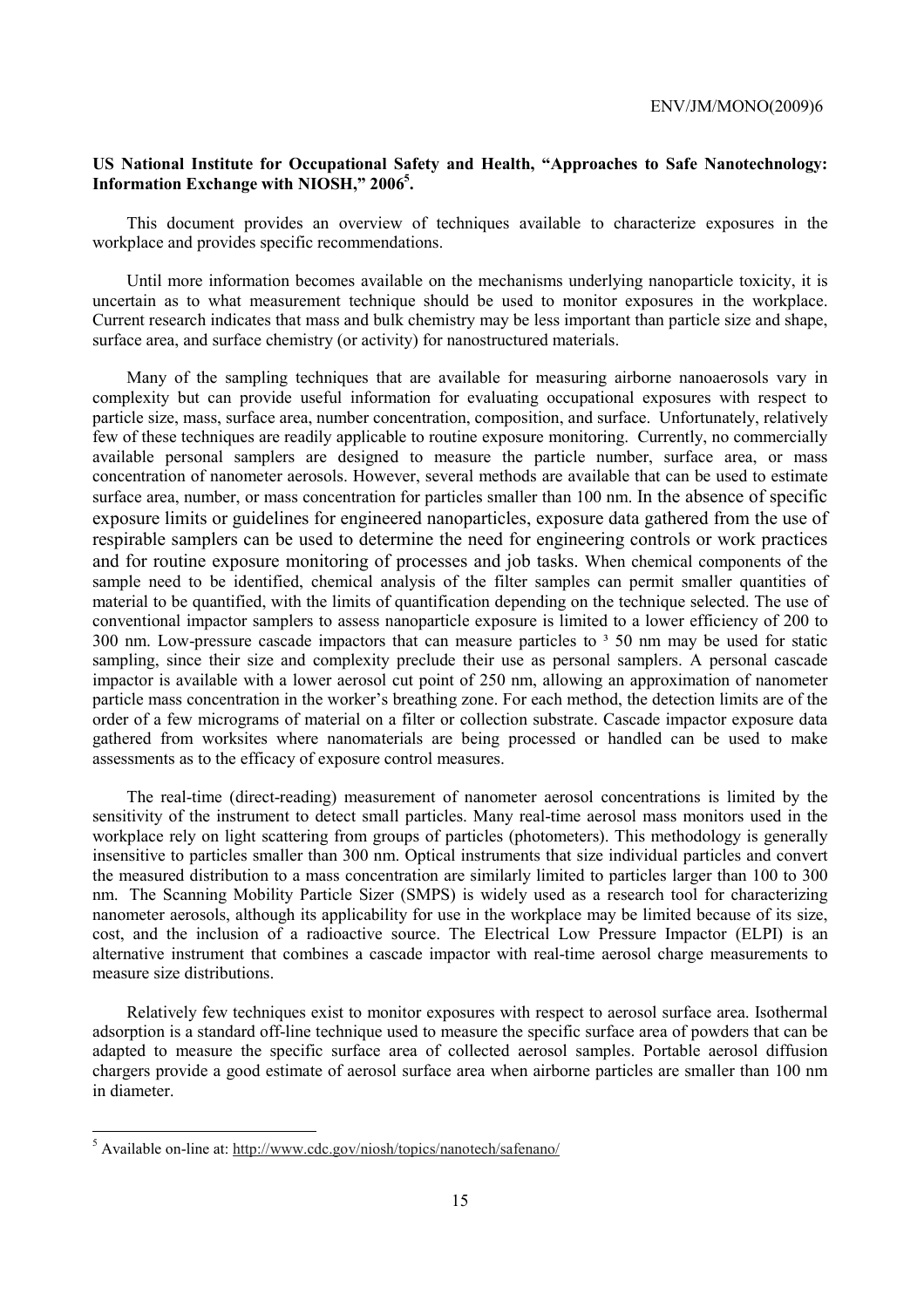**US National Institute for Occupational Safety and Health, "Approaches to Safe Nanotechnology: Information Exchange with NIOSH," 2006[5].**

This document provides an overview of techniques available to characterize exposures in the workplace and provides specific recommendations.

Until more information becomes available on the mechanisms underlying nanoparticle toxicity, it is uncertain as to what measurement technique should be used to monitor exposures in the workplace. Current research indicates that mass and bulk chemistry may be less important than particle size and shape, surface area, and surface chemistry (or activity) for nanostructured materials.

Many of the sampling techniques that are available for measuring airborne nanoaerosols vary in complexity but can provide useful information for evaluating occupational exposures with respect to particle size, mass, surface area, number concentration, composition, and surface. Unfortunately, relatively few of these techniques are readily applicable to routine exposure monitoring. Currently, no commercially available personal samplers are designed to measure the particle number, surface area, or mass concentration of nanometer aerosols. However, several methods are available that can be used to estimate surface area, number, or mass concentration for particles smaller than 100 nm. In the absence of specific exposure limits or guidelines for engineered nanoparticles, exposure data gathered from the use of respirable samplers can be used to determine the need for engineering controls or work practices and for routine exposure monitoring of processes and job tasks. When chemical components of the sample need to be identified, chemical analysis of the filter samples can permit smaller quantities of material to be quantified, with the limits of quantification depending on the technique selected. The use of conventional impactor samplers to assess nanoparticle exposure is limited to a lower efficiency of 200 to 300 nm. Low-pressure cascade impactors that can measure particles to ³ 50 nm may be used for static sampling, since their size and complexity preclude their use as personal samplers. A personal cascade impactor is available with a lower aerosol cut point of 250 nm, allowing an approximation of nanometer particle mass concentration in the worker's breathing zone. For each method, the detection limits are of the order of a few micrograms of material on a filter or collection substrate. Cascade impactor exposure data gathered from worksites where nanomaterials are being processed or handled can be used to make assessments as to the efficacy of exposure control measures.

The real-time (direct-reading) measurement of nanometer aerosol concentrations is limited by the sensitivity of the instrument to detect small particles. Many real-time aerosol mass monitors used in the workplace rely on light scattering from groups of particles (photometers). This methodology is generally insensitive to particles smaller than 300 nm. Optical instruments that size individual particles and convert the measured distribution to a mass concentration are similarly limited to particles larger than 100 to 300 nm. The Scanning Mobility Particle Sizer (SMPS) is widely used as a research tool for characterizing nanometer aerosols, although its applicability for use in the workplace may be limited because of its size, cost, and the inclusion of a radioactive source. The Electrical Low Pressure Impactor (ELPI) is an alternative instrument that combines a cascade impactor with real-time aerosol charge measurements to measure size distributions.

Relatively few techniques exist to monitor exposures with respect to aerosol surface area. Isothermal adsorption is a standard off-line technique used to measure the specific surface area of powders that can be adapted to measure the specific surface area of collected aerosol samples. Portable aerosol diffusion chargers provide a good estimate of aerosol surface area when airborne particles are smaller than 100 nm in diameter.

[5] Available on-line at: http://www.cdc.gov/niosh/topics/nanotech/safenano/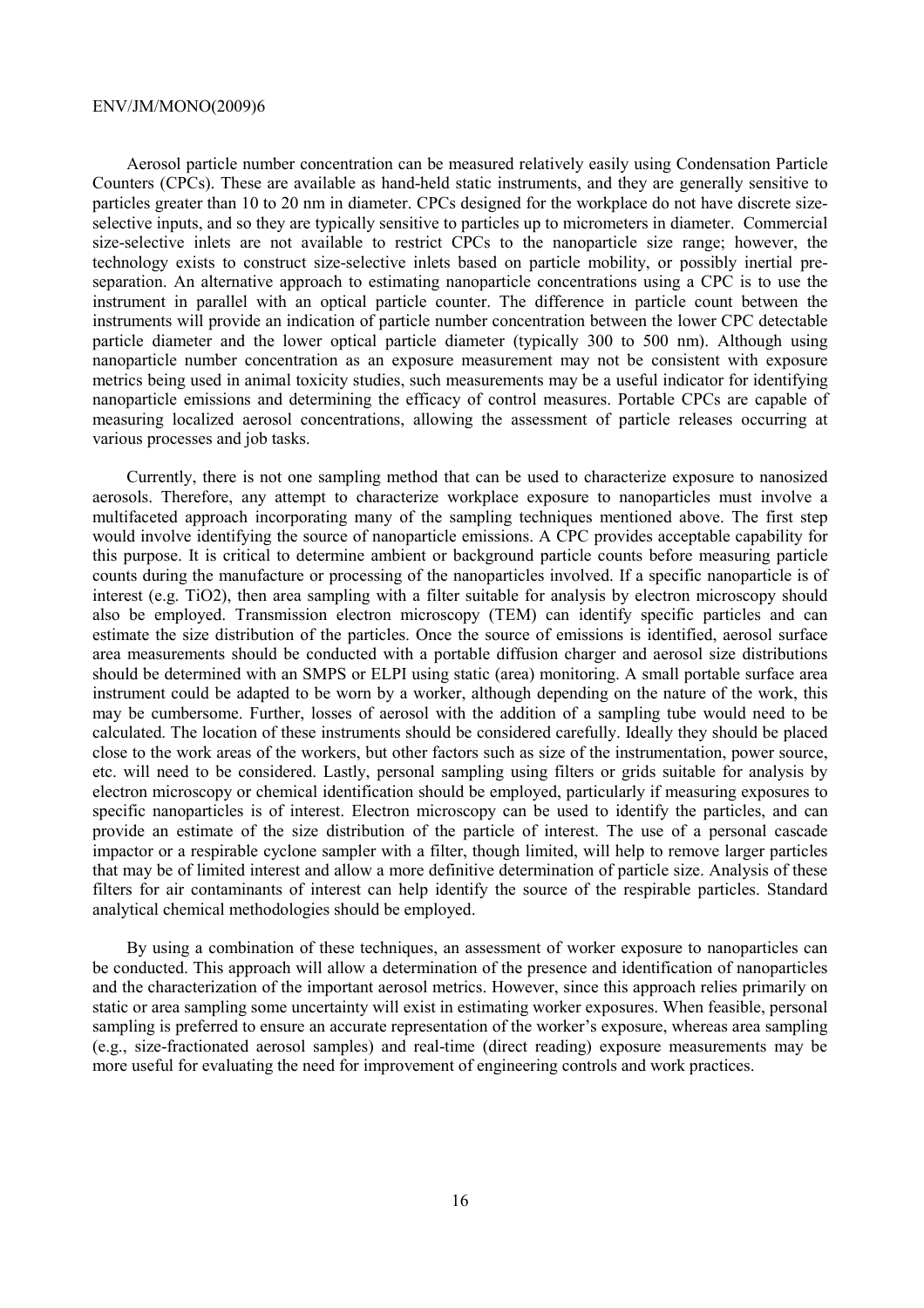Aerosol particle number concentration can be measured relatively easily using Condensation Particle Counters (CPCs). These are available as hand-held static instruments, and they are generally sensitive to particles greater than 10 to 20 nm in diameter. CPCs designed for the workplace do not have discrete size-selective inputs, and so they are typically sensitive to particles up to micrometers in diameter. Commercial size-selective inlets are not available to restrict CPCs to the nanoparticle size range; however, the technology exists to construct size-selective inlets based on particle mobility, or possibly inertial pre-separation. An alternative approach to estimating nanoparticle concentrations using a CPC is to use the instrument in parallel with an optical particle counter. The difference in particle count between the instruments will provide an indication of particle number concentration between the lower CPC detectable particle diameter and the lower optical particle diameter (typically 300 to 500 nm). Although using nanoparticle number concentration as an exposure measurement may not be consistent with exposure metrics being used in animal toxicity studies, such measurements may be a useful indicator for identifying nanoparticle emissions and determining the efficacy of control measures. Portable CPCs are capable of measuring localized aerosol concentrations, allowing the assessment of particle releases occurring at various processes and job tasks.

Currently, there is not one sampling method that can be used to characterize exposure to nanosized aerosols. Therefore, any attempt to characterize workplace exposure to nanoparticles must involve a multifaceted approach incorporating many of the sampling techniques mentioned above. The first step would involve identifying the source of nanoparticle emissions. A CPC provides acceptable capability for this purpose. It is critical to determine ambient or background particle counts before measuring particle counts during the manufacture or processing of the nanoparticles involved. If a specific nanoparticle is of interest (e.g. $TiO_2$), then area sampling with a filter suitable for analysis by electron microscopy should also be employed. Transmission electron microscopy (TEM) can identify specific particles and can estimate the size distribution of the particles. Once the source of emissions is identified, aerosol surface area measurements should be conducted with a portable diffusion charger and aerosol size distributions should be determined with an SMPS or ELPI using static (area) monitoring. A small portable surface area instrument could be adapted to be worn by a worker, although depending on the nature of the work, this may be cumbersome. Further, losses of aerosol with the addition of a sampling tube would need to be calculated. The location of these instruments should be considered carefully. Ideally they should be placed close to the work areas of the workers, but other factors such as size of the instrumentation, power source, etc. will need to be considered. Lastly, personal sampling using filters or grids suitable for analysis by electron microscopy or chemical identification should be employed, particularly if measuring exposures to specific nanoparticles is of interest. Electron microscopy can be used to identify the particles, and can provide an estimate of the size distribution of the particle of interest. The use of a personal cascade impactor or a respirable cyclone sampler with a filter, though limited, will help to remove larger particles that may be of limited interest and allow a more definitive determination of particle size. Analysis of these filters for air contaminants of interest can help identify the source of the respirable particles. Standard analytical chemical methodologies should be employed.

By using a combination of these techniques, an assessment of worker exposure to nanoparticles can be conducted. This approach will allow a determination of the presence and identification of nanoparticles and the characterization of the important aerosol metrics. However, since this approach relies primarily on static or area sampling some uncertainty will exist in estimating worker exposures. When feasible, personal sampling is preferred to ensure an accurate representation of the worker's exposure, whereas area sampling (e.g., size-fractionated aerosol samples) and real-time (direct reading) exposure measurements may be more useful for evaluating the need for improvement of engineering controls and work practices.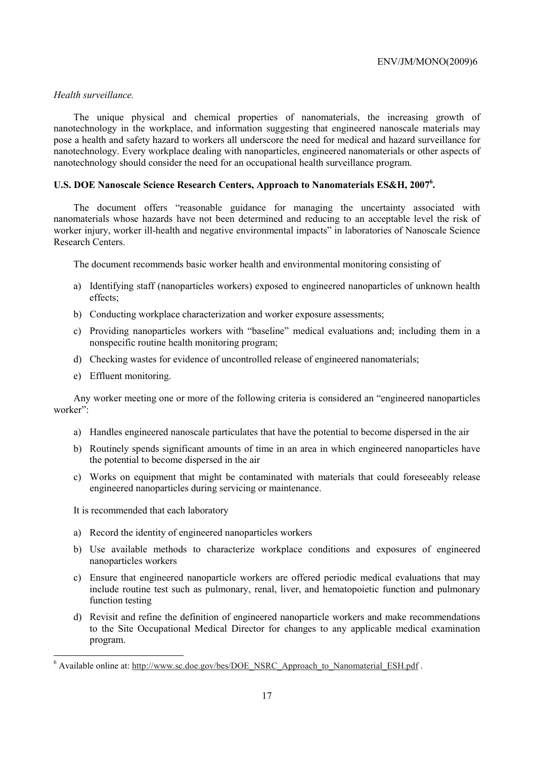*Health surveillance.*

The unique physical and chemical properties of nanomaterials, the increasing growth of nanotechnology in the workplace, and information suggesting that engineered nanoscale materials may pose a health and safety hazard to workers all underscore the need for medical and hazard surveillance for nanotechnology. Every workplace dealing with nanoparticles, engineered nanomaterials or other aspects of nanotechnology should consider the need for an occupational health surveillance program.

**U.S. DOE Nanoscale Science Research Centers, Approach to Nanomaterials ES&H, 2007[6].**

The document offers "reasonable guidance for managing the uncertainty associated with nanomaterials whose hazards have not been determined and reducing to an acceptable level the risk of worker injury, worker ill-health and negative environmental impacts" in laboratories of Nanoscale Science Research Centers.

The document recommends basic worker health and environmental monitoring consisting of

a) Identifying staff (nanoparticles workers) exposed to engineered nanoparticles of unknown health effects;

b) Conducting workplace characterization and worker exposure assessments;

c) Providing nanoparticles workers with "baseline" medical evaluations and; including them in a nonspecific routine health monitoring program;

d) Checking wastes for evidence of uncontrolled release of engineered nanomaterials;

e) Effluent monitoring.

Any worker meeting one or more of the following criteria is considered an "engineered nanoparticles worker":

a) Handles engineered nanoscale particulates that have the potential to become dispersed in the air

b) Routinely spends significant amounts of time in an area in which engineered nanoparticles have the potential to become dispersed in the air

c) Works on equipment that might be contaminated with materials that could foreseeably release engineered nanoparticles during servicing or maintenance.

It is recommended that each laboratory

a) Record the identity of engineered nanoparticles workers

b) Use available methods to characterize workplace conditions and exposures of engineered nanoparticles workers

c) Ensure that engineered nanoparticle workers are offered periodic medical evaluations that may include routine test such as pulmonary, renal, liver, and hematopoietic function and pulmonary function testing

d) Revisit and refine the definition of engineered nanoparticle workers and make recommendations to the Site Occupational Medical Director for changes to any applicable medical examination program.

---

[6] Available online at: http://www.sc.doe.gov/bes/DOE_NSRC_Approach_to_Nanomaterial_ESH.pdf .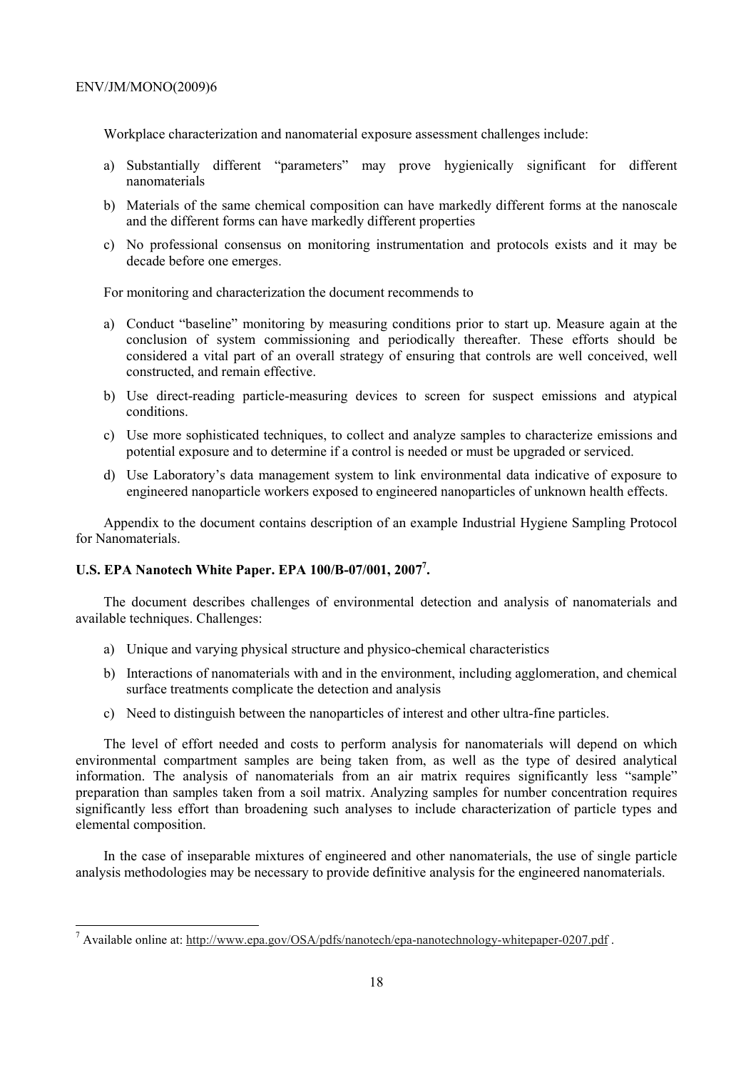Workplace characterization and nanomaterial exposure assessment challenges include:

a) Substantially different "parameters" may prove hygienically significant for different nanomaterials

b) Materials of the same chemical composition can have markedly different forms at the nanoscale and the different forms can have markedly different properties

c) No professional consensus on monitoring instrumentation and protocols exists and it may be decade before one emerges.

For monitoring and characterization the document recommends to

a) Conduct "baseline" monitoring by measuring conditions prior to start up. Measure again at the conclusion of system commissioning and periodically thereafter. These efforts should be considered a vital part of an overall strategy of ensuring that controls are well conceived, well constructed, and remain effective.

b) Use direct-reading particle-measuring devices to screen for suspect emissions and atypical conditions.

c) Use more sophisticated techniques, to collect and analyze samples to characterize emissions and potential exposure and to determine if a control is needed or must be upgraded or serviced.

d) Use Laboratory's data management system to link environmental data indicative of exposure to engineered nanoparticle workers exposed to engineered nanoparticles of unknown health effects.

Appendix to the document contains description of an example Industrial Hygiene Sampling Protocol for Nanomaterials.

**U.S. EPA Nanotech White Paper. EPA 100/B-07/001, 2007[7].**

The document describes challenges of environmental detection and analysis of nanomaterials and available techniques. Challenges:

a) Unique and varying physical structure and physico-chemical characteristics

b) Interactions of nanomaterials with and in the environment, including agglomeration, and chemical surface treatments complicate the detection and analysis

c) Need to distinguish between the nanoparticles of interest and other ultra-fine particles.

The level of effort needed and costs to perform analysis for nanomaterials will depend on which environmental compartment samples are being taken from, as well as the type of desired analytical information. The analysis of nanomaterials from an air matrix requires significantly less "sample" preparation than samples taken from a soil matrix. Analyzing samples for number concentration requires significantly less effort than broadening such analyses to include characterization of particle types and elemental composition.

In the case of inseparable mixtures of engineered and other nanomaterials, the use of single particle analysis methodologies may be necessary to provide definitive analysis for the engineered nanomaterials.

---

[7] Available online at: http://www.epa.gov/OSA/pdfs/nanotech/epa-nanotechnology-whitepaper-0207.pdf .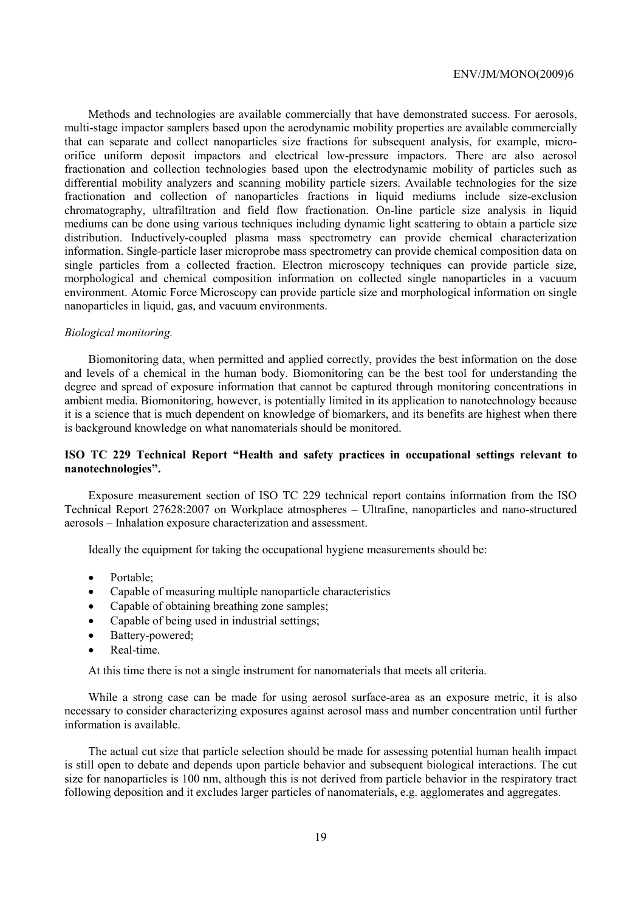Methods and technologies are available commercially that have demonstrated success. For aerosols, multi-stage impactor samplers based upon the aerodynamic mobility properties are available commercially that can separate and collect nanoparticles size fractions for subsequent analysis, for example, micro-orifice uniform deposit impactors and electrical low-pressure impactors. There are also aerosol fractionation and collection technologies based upon the electrodynamic mobility of particles such as differential mobility analyzers and scanning mobility particle sizers. Available technologies for the size fractionation and collection of nanoparticles fractions in liquid mediums include size-exclusion chromatography, ultrafiltration and field flow fractionation. On-line particle size analysis in liquid mediums can be done using various techniques including dynamic light scattering to obtain a particle size distribution. Inductively-coupled plasma mass spectrometry can provide chemical characterization information. Single-particle laser microprobe mass spectrometry can provide chemical composition data on single particles from a collected fraction. Electron microscopy techniques can provide particle size, morphological and chemical composition information on collected single nanoparticles in a vacuum environment. Atomic Force Microscopy can provide particle size and morphological information on single nanoparticles in liquid, gas, and vacuum environments.

*Biological monitoring.*

Biomonitoring data, when permitted and applied correctly, provides the best information on the dose and levels of a chemical in the human body. Biomonitoring can be the best tool for understanding the degree and spread of exposure information that cannot be captured through monitoring concentrations in ambient media. Biomonitoring, however, is potentially limited in its application to nanotechnology because it is a science that is much dependent on knowledge of biomarkers, and its benefits are highest when there is background knowledge on what nanomaterials should be monitored.

**ISO TC 229 Technical Report "Health and safety practices in occupational settings relevant to nanotechnologies".**

Exposure measurement section of ISO TC 229 technical report contains information from the ISO Technical Report 27628:2007 on Workplace atmospheres – Ultrafine, nanoparticles and nano-structured aerosols – Inhalation exposure characterization and assessment.

Ideally the equipment for taking the occupational hygiene measurements should be:

- Portable;
- Capable of measuring multiple nanoparticle characteristics
- Capable of obtaining breathing zone samples;
- Capable of being used in industrial settings;
- Battery-powered;
- Real-time.

At this time there is not a single instrument for nanomaterials that meets all criteria.

While a strong case can be made for using aerosol surface-area as an exposure metric, it is also necessary to consider characterizing exposures against aerosol mass and number concentration until further information is available.

The actual cut size that particle selection should be made for assessing potential human health impact is still open to debate and depends upon particle behavior and subsequent biological interactions. The cut size for nanoparticles is 100 nm, although this is not derived from particle behavior in the respiratory tract following deposition and it excludes larger particles of nanomaterials, e.g. agglomerates and aggregates.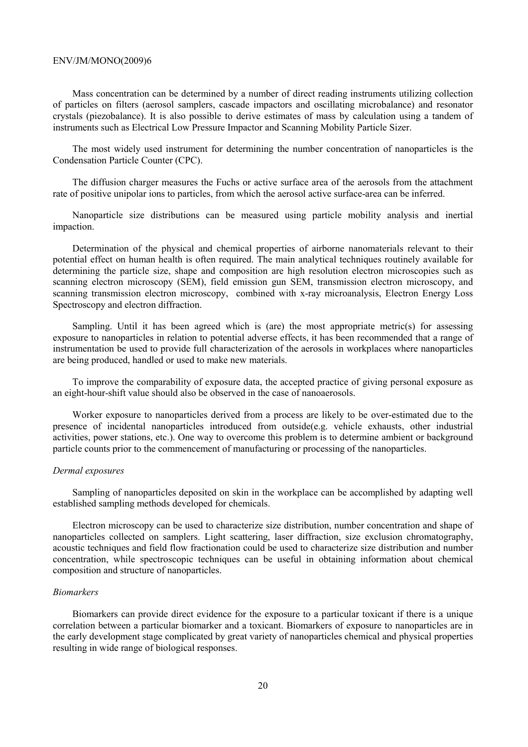Mass concentration can be determined by a number of direct reading instruments utilizing collection of particles on filters (aerosol samplers, cascade impactors and oscillating microbalance) and resonator crystals (piezobalance). It is also possible to derive estimates of mass by calculation using a tandem of instruments such as Electrical Low Pressure Impactor and Scanning Mobility Particle Sizer.

The most widely used instrument for determining the number concentration of nanoparticles is the Condensation Particle Counter (CPC).

The diffusion charger measures the Fuchs or active surface area of the aerosols from the attachment rate of positive unipolar ions to particles, from which the aerosol active surface-area can be inferred.

Nanoparticle size distributions can be measured using particle mobility analysis and inertial impaction.

Determination of the physical and chemical properties of airborne nanomaterials relevant to their potential effect on human health is often required. The main analytical techniques routinely available for determining the particle size, shape and composition are high resolution electron microscopies such as scanning electron microscopy (SEM), field emission gun SEM, transmission electron microscopy, and scanning transmission electron microscopy, combined with x-ray microanalysis, Electron Energy Loss Spectroscopy and electron diffraction.

Sampling. Until it has been agreed which is (are) the most appropriate metric(s) for assessing exposure to nanoparticles in relation to potential adverse effects, it has been recommended that a range of instrumentation be used to provide full characterization of the aerosols in workplaces where nanoparticles are being produced, handled or used to make new materials.

To improve the comparability of exposure data, the accepted practice of giving personal exposure as an eight-hour-shift value should also be observed in the case of nanoaerosols.

Worker exposure to nanoparticles derived from a process are likely to be over-estimated due to the presence of incidental nanoparticles introduced from outside(e.g. vehicle exhausts, other industrial activities, power stations, etc.). One way to overcome this problem is to determine ambient or background particle counts prior to the commencement of manufacturing or processing of the nanoparticles.

*Dermal exposures*

Sampling of nanoparticles deposited on skin in the workplace can be accomplished by adapting well established sampling methods developed for chemicals.

Electron microscopy can be used to characterize size distribution, number concentration and shape of nanoparticles collected on samplers. Light scattering, laser diffraction, size exclusion chromatography, acoustic techniques and field flow fractionation could be used to characterize size distribution and number concentration, while spectroscopic techniques can be useful in obtaining information about chemical composition and structure of nanoparticles.

*Biomarkers*

Biomarkers can provide direct evidence for the exposure to a particular toxicant if there is a unique correlation between a particular biomarker and a toxicant. Biomarkers of exposure to nanoparticles are in the early development stage complicated by great variety of nanoparticles chemical and physical properties resulting in wide range of biological responses.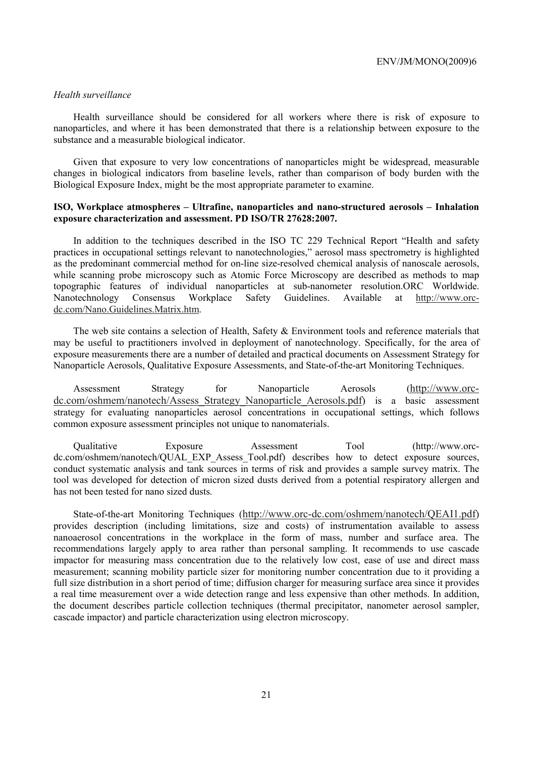*Health surveillance*

Health surveillance should be considered for all workers where there is risk of exposure to nanoparticles, and where it has been demonstrated that there is a relationship between exposure to the substance and a measurable biological indicator.

Given that exposure to very low concentrations of nanoparticles might be widespread, measurable changes in biological indicators from baseline levels, rather than comparison of body burden with the Biological Exposure Index, might be the most appropriate parameter to examine.

**ISO, Workplace atmospheres – Ultrafine, nanoparticles and nano-structured aerosols – Inhalation exposure characterization and assessment. PD ISO/TR 27628:2007.**

In addition to the techniques described in the ISO TC 229 Technical Report "Health and safety practices in occupational settings relevant to nanotechnologies," aerosol mass spectrometry is highlighted as the predominant commercial method for on-line size-resolved chemical analysis of nanoscale aerosols, while scanning probe microscopy such as Atomic Force Microscopy are described as methods to map topographic features of individual nanoparticles at sub-nanometer resolution.ORC Worldwide. Nanotechnology Consensus Workplace Safety Guidelines. Available at http://www.orc-dc.com/Nano.Guidelines.Matrix.htm.

The web site contains a selection of Health, Safety & Environment tools and reference materials that may be useful to practitioners involved in deployment of nanotechnology. Specifically, for the area of exposure measurements there are a number of detailed and practical documents on Assessment Strategy for Nanoparticle Aerosols, Qualitative Exposure Assessments, and State-of-the-art Monitoring Techniques.

Assessment Strategy for Nanoparticle Aerosols (http://www.orc-dc.com/oshmem/nanotech/Assess_Strategy_Nanoparticle_Aerosols.pdf) is a basic assessment strategy for evaluating nanoparticles aerosol concentrations in occupational settings, which follows common exposure assessment principles not unique to nanomaterials.

Qualitative Exposure Assessment Tool (http://www.orc-dc.com/oshmem/nanotech/QUAL_EXP_Assess_Tool.pdf) describes how to detect exposure sources, conduct systematic analysis and tank sources in terms of risk and provides a sample survey matrix. The tool was developed for detection of micron sized dusts derived from a potential respiratory allergen and has not been tested for nano sized dusts.

State-of-the-art Monitoring Techniques (http://www.orc-dc.com/oshmem/nanotech/QEAI1.pdf) provides description (including limitations, size and costs) of instrumentation available to assess nanoaerosol concentrations in the workplace in the form of mass, number and surface area. The recommendations largely apply to area rather than personal sampling. It recommends to use cascade impactor for measuring mass concentration due to the relatively low cost, ease of use and direct mass measurement; scanning mobility particle sizer for monitoring number concentration due to it providing a full size distribution in a short period of time; diffusion charger for measuring surface area since it provides a real time measurement over a wide detection range and less expensive than other methods. In addition, the document describes particle collection techniques (thermal precipitator, nanometer aerosol sampler, cascade impactor) and particle characterization using electron microscopy.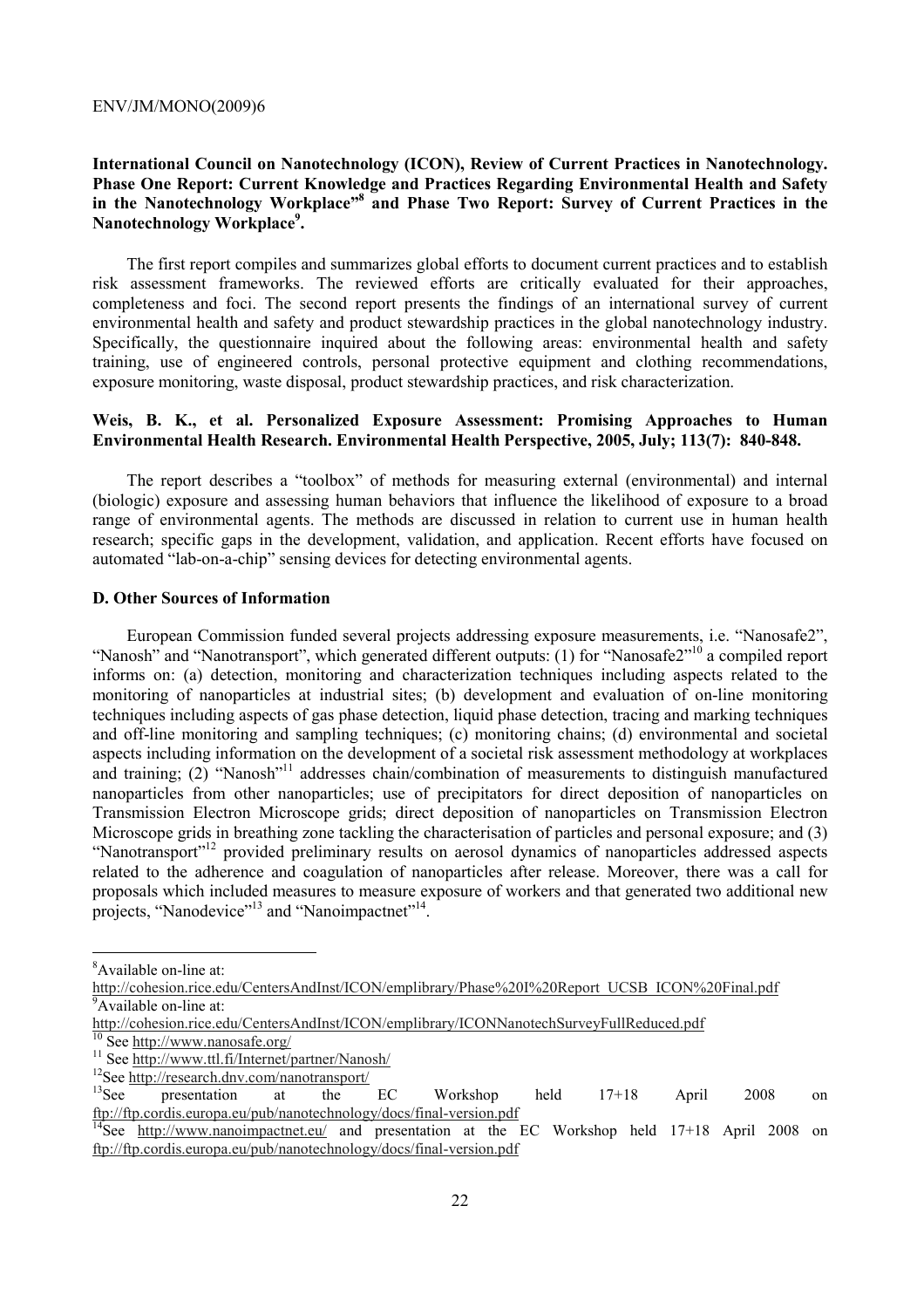**International Council on Nanotechnology (ICON), Review of Current Practices in Nanotechnology. Phase One Report: Current Knowledge and Practices Regarding Environmental Health and Safety in the Nanotechnology Workplace"[8] and Phase Two Report: Survey of Current Practices in the Nanotechnology Workplace[9].**

The first report compiles and summarizes global efforts to document current practices and to establish risk assessment frameworks. The reviewed efforts are critically evaluated for their approaches, completeness and foci. The second report presents the findings of an international survey of current environmental health and safety and product stewardship practices in the global nanotechnology industry. Specifically, the questionnaire inquired about the following areas: environmental health and safety training, use of engineered controls, personal protective equipment and clothing recommendations, exposure monitoring, waste disposal, product stewardship practices, and risk characterization.

**Weis, B. K., et al. Personalized Exposure Assessment: Promising Approaches to Human Environmental Health Research. Environmental Health Perspective, 2005, July; 113(7): 840-848.**

The report describes a "toolbox" of methods for measuring external (environmental) and internal (biologic) exposure and assessing human behaviors that influence the likelihood of exposure to a broad range of environmental agents. The methods are discussed in relation to current use in human health research; specific gaps in the development, validation, and application. Recent efforts have focused on automated "lab-on-a-chip" sensing devices for detecting environmental agents.

### D. Other Sources of Information

European Commission funded several projects addressing exposure measurements, i.e. "Nanosafe2", "Nanosh" and "Nanotransport", which generated different outputs: (1) for "Nanosafe2"[10] a compiled report informs on: (a) detection, monitoring and characterization techniques including aspects related to the monitoring of nanoparticles at industrial sites; (b) development and evaluation of on-line monitoring techniques including aspects of gas phase detection, liquid phase detection, tracing and marking techniques and off-line monitoring and sampling techniques; (c) monitoring chains; (d) environmental and societal aspects including information on the development of a societal risk assessment methodology at workplaces and training; (2) "Nanosh"[11] addresses chain/combination of measurements to distinguish manufactured nanoparticles from other nanoparticles; use of precipitators for direct deposition of nanoparticles on Transmission Electron Microscope grids; direct deposition of nanoparticles on Transmission Electron Microscope grids in breathing zone tackling the characterisation of particles and personal exposure; and (3) "Nanotransport"[12] provided preliminary results on aerosol dynamics of nanoparticles addressed aspects related to the adherence and coagulation of nanoparticles after release. Moreover, there was a call for proposals which included measures to measure exposure of workers and that generated two additional new projects, "Nanodevice"[13] and "Nanoimpactnet"[14].

---

[8] Available on-line at: http://cohesion.rice.edu/CentersAndInst/ICON/emplibrary/Phase%20I%20Report_UCSB_ICON%20Final.pdf

[9] Available on-line at: http://cohesion.rice.edu/CentersAndInst/ICON/emplibrary/ICONNanotechSurveyFullReduced.pdf

[10] See http://www.nanosafe.org/

[11] See http://www.ttl.fi/Internet/partner/Nanosh/

[12] See http://research.dnv.com/nanotransport/

[13] See presentation at the EC Workshop held 17+18 April 2008 on ftp://ftp.cordis.europa.eu/pub/nanotechnology/docs/final-version.pdf

[14] See http://www.nanoimpactnet.eu/ and presentation at the EC Workshop held 17+18 April 2008 on ftp://ftp.cordis.europa.eu/pub/nanotechnology/docs/final-version.pdf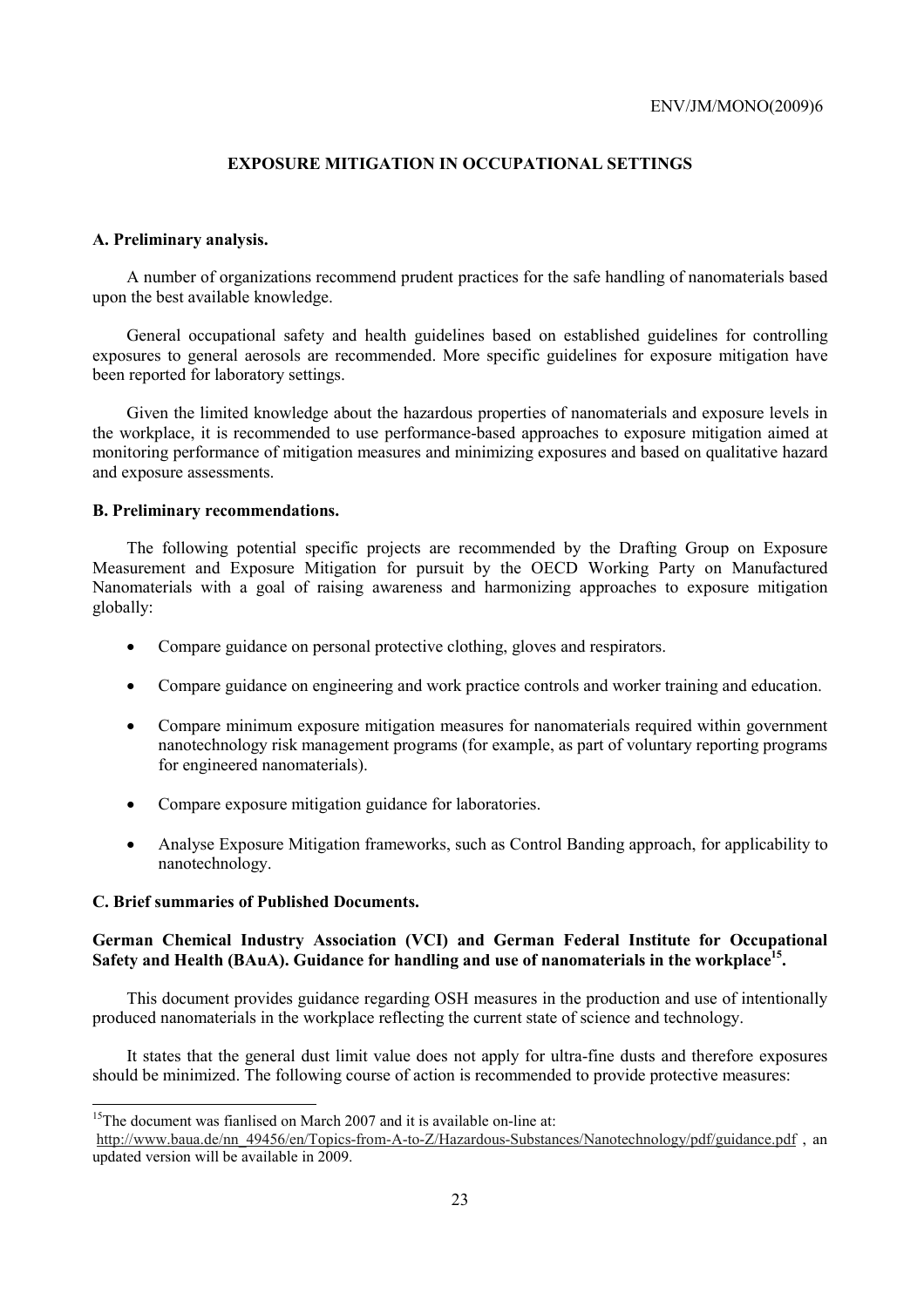## EXPOSURE MITIGATION IN OCCUPATIONAL SETTINGS

### A. Preliminary analysis.

A number of organizations recommend prudent practices for the safe handling of nanomaterials based upon the best available knowledge.

General occupational safety and health guidelines based on established guidelines for controlling exposures to general aerosols are recommended. More specific guidelines for exposure mitigation have been reported for laboratory settings.

Given the limited knowledge about the hazardous properties of nanomaterials and exposure levels in the workplace, it is recommended to use performance-based approaches to exposure mitigation aimed at monitoring performance of mitigation measures and minimizing exposures and based on qualitative hazard and exposure assessments.

### B. Preliminary recommendations.

The following potential specific projects are recommended by the Drafting Group on Exposure Measurement and Exposure Mitigation for pursuit by the OECD Working Party on Manufactured Nanomaterials with a goal of raising awareness and harmonizing approaches to exposure mitigation globally:

- Compare guidance on personal protective clothing, gloves and respirators.
- Compare guidance on engineering and work practice controls and worker training and education.
- Compare minimum exposure mitigation measures for nanomaterials required within government nanotechnology risk management programs (for example, as part of voluntary reporting programs for engineered nanomaterials).
- Compare exposure mitigation guidance for laboratories.
- Analyse Exposure Mitigation frameworks, such as Control Banding approach, for applicability to nanotechnology.

### C. Brief summaries of Published Documents.

**German Chemical Industry Association (VCI) and German Federal Institute for Occupational Safety and Health (BAuA). Guidance for handling and use of nanomaterials in the workplace[15].**

This document provides guidance regarding OSH measures in the production and use of intentionally produced nanomaterials in the workplace reflecting the current state of science and technology.

It states that the general dust limit value does not apply for ultra-fine dusts and therefore exposures should be minimized. The following course of action is recommended to provide protective measures:

---

[15] The document was fianlised on March 2007 and it is available on-line at: http://www.baua.de/nn_49456/en/Topics-from-A-to-Z/Hazardous-Substances/Nanotechnology/pdf/guidance.pdf , an updated version will be available in 2009.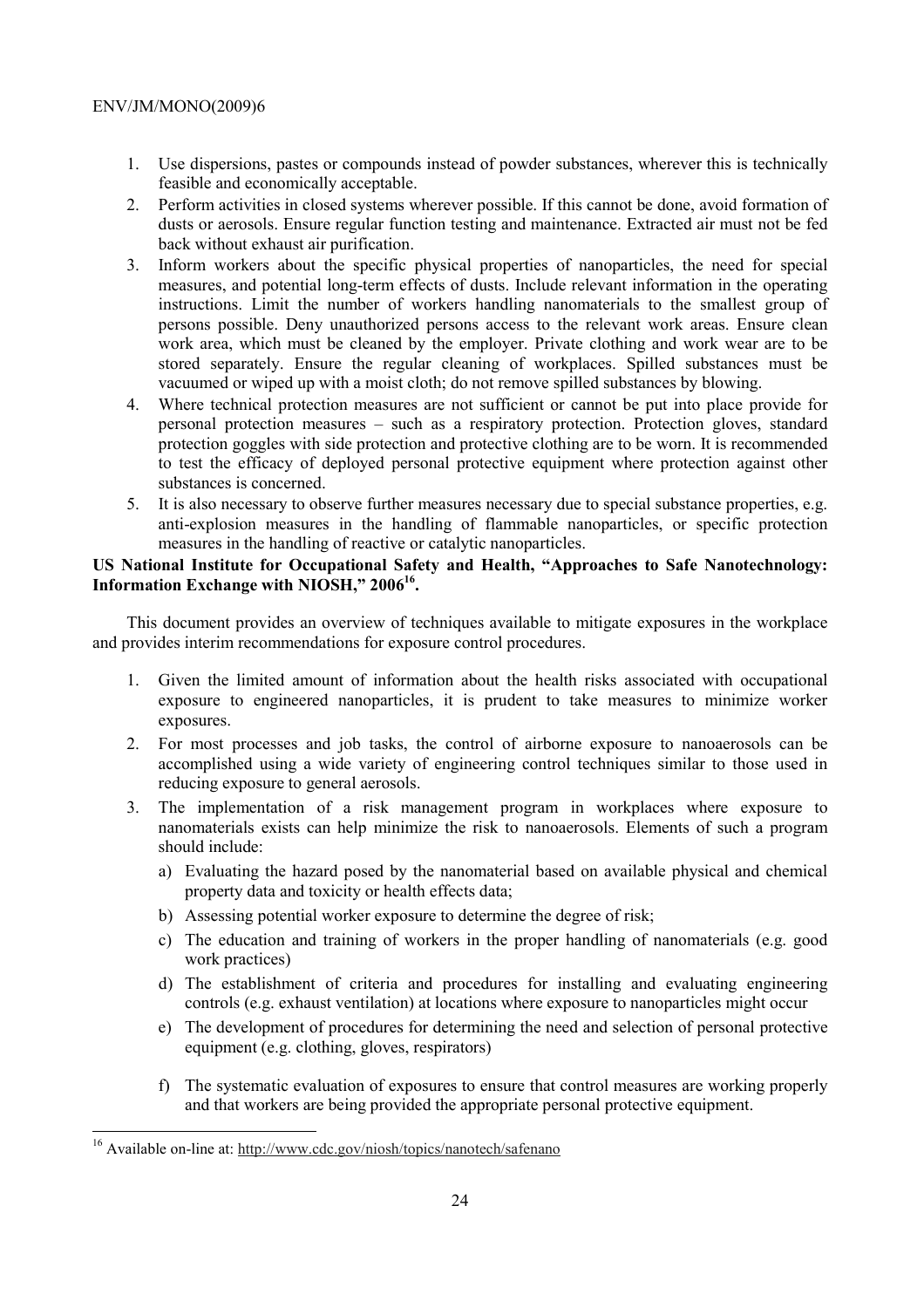1. Use dispersions, pastes or compounds instead of powder substances, wherever this is technically feasible and economically acceptable.
2. Perform activities in closed systems wherever possible. If this cannot be done, avoid formation of dusts or aerosols. Ensure regular function testing and maintenance. Extracted air must not be fed back without exhaust air purification.
3. Inform workers about the specific physical properties of nanoparticles, the need for special measures, and potential long-term effects of dusts. Include relevant information in the operating instructions. Limit the number of workers handling nanomaterials to the smallest group of persons possible. Deny unauthorized persons access to the relevant work areas. Ensure clean work area, which must be cleaned by the employer. Private clothing and work wear are to be stored separately. Ensure the regular cleaning of workplaces. Spilled substances must be vacuumed or wiped up with a moist cloth; do not remove spilled substances by blowing.
4. Where technical protection measures are not sufficient or cannot be put into place provide for personal protection measures – such as a respiratory protection. Protection gloves, standard protection goggles with side protection and protective clothing are to be worn. It is recommended to test the efficacy of deployed personal protective equipment where protection against other substances is concerned.
5. It is also necessary to observe further measures necessary due to special substance properties, e.g. anti-explosion measures in the handling of flammable nanoparticles, or specific protection measures in the handling of reactive or catalytic nanoparticles.

**US National Institute for Occupational Safety and Health, "Approaches to Safe Nanotechnology: Information Exchange with NIOSH," 2006[16].**

This document provides an overview of techniques available to mitigate exposures in the workplace and provides interim recommendations for exposure control procedures.

1. Given the limited amount of information about the health risks associated with occupational exposure to engineered nanoparticles, it is prudent to take measures to minimize worker exposures.
2. For most processes and job tasks, the control of airborne exposure to nanoaerosols can be accomplished using a wide variety of engineering control techniques similar to those used in reducing exposure to general aerosols.
3. The implementation of a risk management program in workplaces where exposure to nanomaterials exists can help minimize the risk to nanoaerosols. Elements of such a program should include:
   a) Evaluating the hazard posed by the nanomaterial based on available physical and chemical property data and toxicity or health effects data;
   b) Assessing potential worker exposure to determine the degree of risk;
   c) The education and training of workers in the proper handling of nanomaterials (e.g. good work practices)
   d) The establishment of criteria and procedures for installing and evaluating engineering controls (e.g. exhaust ventilation) at locations where exposure to nanoparticles might occur
   e) The development of procedures for determining the need and selection of personal protective equipment (e.g. clothing, gloves, respirators)
   f) The systematic evaluation of exposures to ensure that control measures are working properly and that workers are being provided the appropriate personal protective equipment.

[16] Available on-line at: http://www.cdc.gov/niosh/topics/nanotech/safenano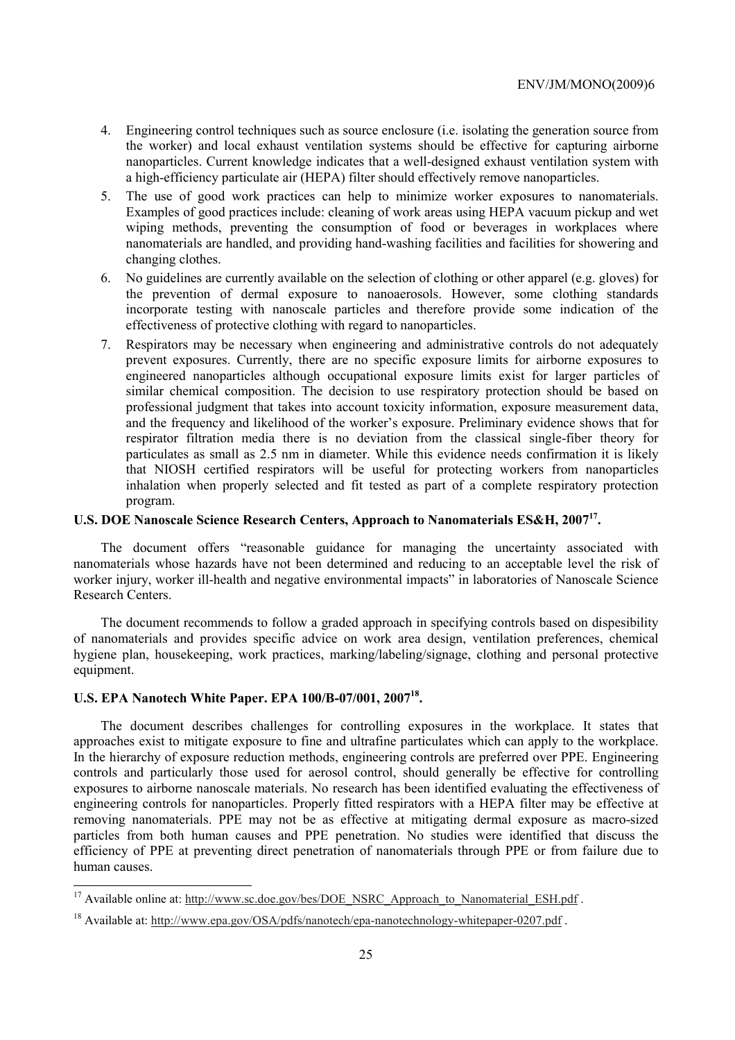4. Engineering control techniques such as source enclosure (i.e. isolating the generation source from the worker) and local exhaust ventilation systems should be effective for capturing airborne nanoparticles. Current knowledge indicates that a well-designed exhaust ventilation system with a high-efficiency particulate air (HEPA) filter should effectively remove nanoparticles.
5. The use of good work practices can help to minimize worker exposures to nanomaterials. Examples of good practices include: cleaning of work areas using HEPA vacuum pickup and wet wiping methods, preventing the consumption of food or beverages in workplaces where nanomaterials are handled, and providing hand-washing facilities and facilities for showering and changing clothes.
6. No guidelines are currently available on the selection of clothing or other apparel (e.g. gloves) for the prevention of dermal exposure to nanoaerosols. However, some clothing standards incorporate testing with nanoscale particles and therefore provide some indication of the effectiveness of protective clothing with regard to nanoparticles.
7. Respirators may be necessary when engineering and administrative controls do not adequately prevent exposures. Currently, there are no specific exposure limits for airborne exposures to engineered nanoparticles although occupational exposure limits exist for larger particles of similar chemical composition. The decision to use respiratory protection should be based on professional judgment that takes into account toxicity information, exposure measurement data, and the frequency and likelihood of the worker's exposure. Preliminary evidence shows that for respirator filtration media there is no deviation from the classical single-fiber theory for particulates as small as 2.5 nm in diameter. While this evidence needs confirmation it is likely that NIOSH certified respirators will be useful for protecting workers from nanoparticles inhalation when properly selected and fit tested as part of a complete respiratory protection program.

**U.S. DOE Nanoscale Science Research Centers, Approach to Nanomaterials ES&H, 2007[17].**

The document offers "reasonable guidance for managing the uncertainty associated with nanomaterials whose hazards have not been determined and reducing to an acceptable level the risk of worker injury, worker ill-health and negative environmental impacts" in laboratories of Nanoscale Science Research Centers.

The document recommends to follow a graded approach in specifying controls based on dispesibility of nanomaterials and provides specific advice on work area design, ventilation preferences, chemical hygiene plan, housekeeping, work practices, marking/labeling/signage, clothing and personal protective equipment.

**U.S. EPA Nanotech White Paper. EPA 100/B-07/001, 2007[18].**

The document describes challenges for controlling exposures in the workplace. It states that approaches exist to mitigate exposure to fine and ultrafine particulates which can apply to the workplace. In the hierarchy of exposure reduction methods, engineering controls are preferred over PPE. Engineering controls and particularly those used for aerosol control, should generally be effective for controlling exposures to airborne nanoscale materials. No research has been identified evaluating the effectiveness of engineering controls for nanoparticles. Properly fitted respirators with a HEPA filter may be effective at removing nanomaterials. PPE may not be as effective at mitigating dermal exposure as macro-sized particles from both human causes and PPE penetration. No studies were identified that discuss the efficiency of PPE at preventing direct penetration of nanomaterials through PPE or from failure due to human causes.

---

[17] Available online at: http://www.sc.doe.gov/bes/DOE_NSRC_Approach_to_Nanomaterial_ESH.pdf .

[18] Available at: http://www.epa.gov/OSA/pdfs/nanotech/epa-nanotechnology-whitepaper-0207.pdf .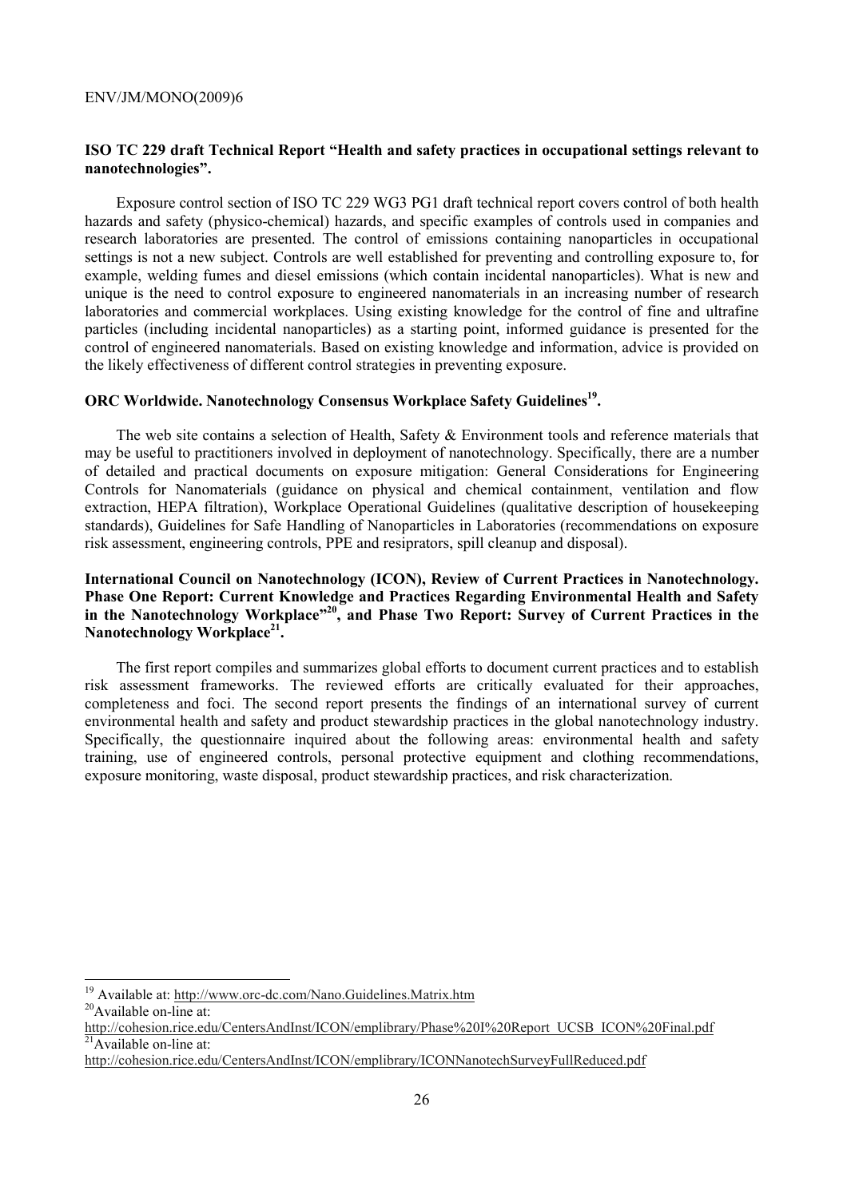**ISO TC 229 draft Technical Report "Health and safety practices in occupational settings relevant to nanotechnologies".**

Exposure control section of ISO TC 229 WG3 PG1 draft technical report covers control of both health hazards and safety (physico-chemical) hazards, and specific examples of controls used in companies and research laboratories are presented. The control of emissions containing nanoparticles in occupational settings is not a new subject. Controls are well established for preventing and controlling exposure to, for example, welding fumes and diesel emissions (which contain incidental nanoparticles). What is new and unique is the need to control exposure to engineered nanomaterials in an increasing number of research laboratories and commercial workplaces. Using existing knowledge for the control of fine and ultrafine particles (including incidental nanoparticles) as a starting point, informed guidance is presented for the control of engineered nanomaterials. Based on existing knowledge and information, advice is provided on the likely effectiveness of different control strategies in preventing exposure.

**ORC Worldwide. Nanotechnology Consensus Workplace Safety Guidelines[19].**

The web site contains a selection of Health, Safety & Environment tools and reference materials that may be useful to practitioners involved in deployment of nanotechnology. Specifically, there are a number of detailed and practical documents on exposure mitigation: General Considerations for Engineering Controls for Nanomaterials (guidance on physical and chemical containment, ventilation and flow extraction, HEPA filtration), Workplace Operational Guidelines (qualitative description of housekeeping standards), Guidelines for Safe Handling of Nanoparticles in Laboratories (recommendations on exposure risk assessment, engineering controls, PPE and resipirators, spill cleanup and disposal).

**International Council on Nanotechnology (ICON), Review of Current Practices in Nanotechnology. Phase One Report: Current Knowledge and Practices Regarding Environmental Health and Safety in the Nanotechnology Workplace"[20], and Phase Two Report: Survey of Current Practices in the Nanotechnology Workplace[21].**

The first report compiles and summarizes global efforts to document current practices and to establish risk assessment frameworks. The reviewed efforts are critically evaluated for their approaches, completeness and foci. The second report presents the findings of an international survey of current environmental health and safety and product stewardship practices in the global nanotechnology industry. Specifically, the questionnaire inquired about the following areas: environmental health and safety training, use of engineered controls, personal protective equipment and clothing recommendations, exposure monitoring, waste disposal, product stewardship practices, and risk characterization.

---

[19] Available at: http://www.orc-dc.com/Nano.Guidelines.Matrix.htm

[20] Available on-line at: http://cohesion.rice.edu/CentersAndInst/ICON/emplibrary/Phase%20I%20Report_UCSB_ICON%20Final.pdf

[21] Available on-line at: http://cohesion.rice.edu/CentersAndInst/ICON/emplibrary/ICONNanotechSurveyFullReduced.pdf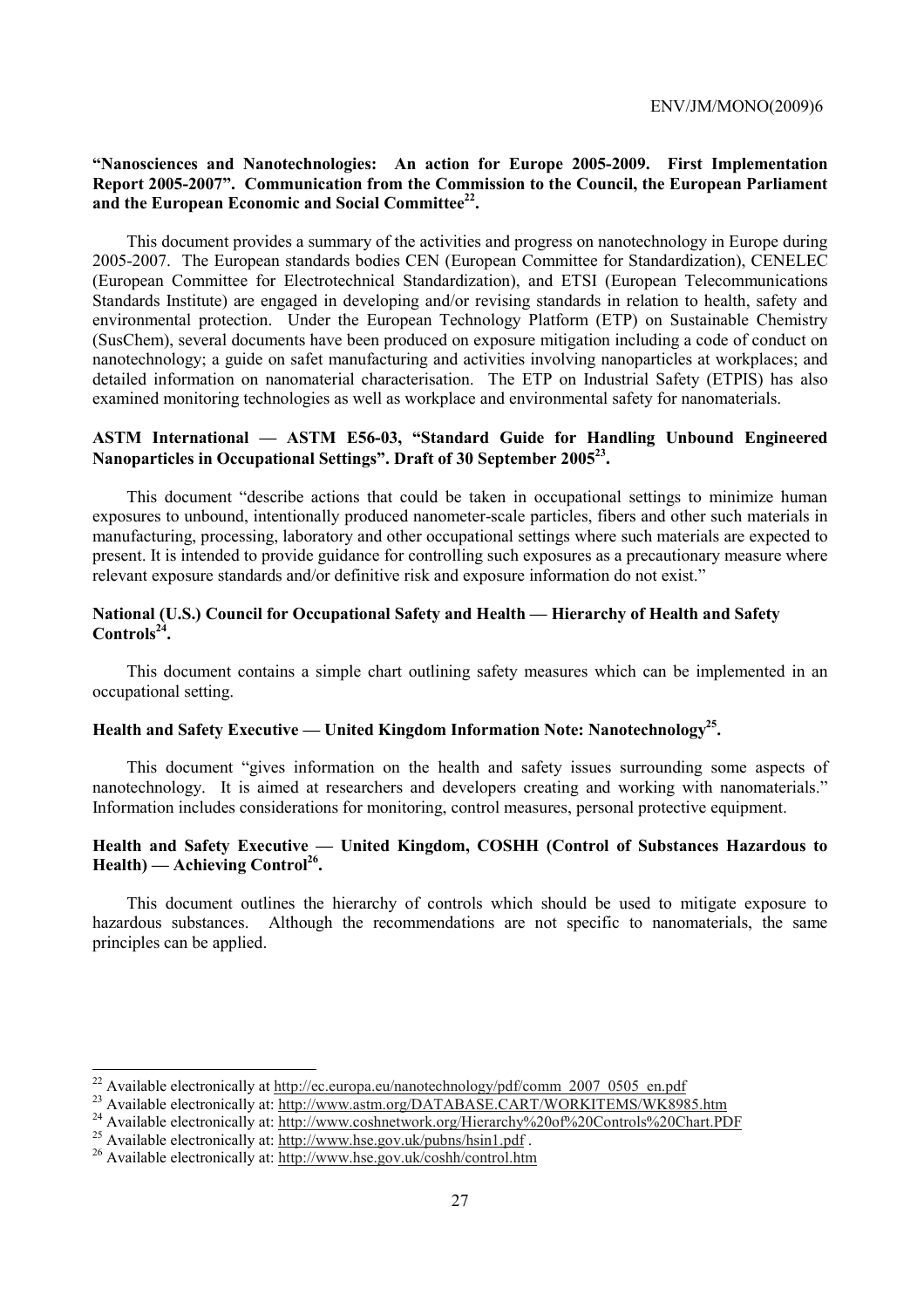**"Nanosciences and Nanotechnologies: An action for Europe 2005-2009. First Implementation Report 2005-2007". Communication from the Commission to the Council, the European Parliament and the European Economic and Social Committee[22].**

This document provides a summary of the activities and progress on nanotechnology in Europe during 2005-2007. The European standards bodies CEN (European Committee for Standardization), CENELEC (European Committee for Electrotechnical Standardization), and ETSI (European Telecommunications Standards Institute) are engaged in developing and/or revising standards in relation to health, safety and environmental protection. Under the European Technology Platform (ETP) on Sustainable Chemistry (SusChem), several documents have been produced on exposure mitigation including a code of conduct on nanotechnology; a guide on safet manufacturing and activities involving nanoparticles at workplaces; and detailed information on nanomaterial characterisation. The ETP on Industrial Safety (ETPIS) has also examined monitoring technologies as well as workplace and environmental safety for nanomaterials.

**ASTM International — ASTM E56-03, "Standard Guide for Handling Unbound Engineered Nanoparticles in Occupational Settings". Draft of 30 September 2005[23].**

This document "describe actions that could be taken in occupational settings to minimize human exposures to unbound, intentionally produced nanometer-scale particles, fibers and other such materials in manufacturing, processing, laboratory and other occupational settings where such materials are expected to present. It is intended to provide guidance for controlling such exposures as a precautionary measure where relevant exposure standards and/or definitive risk and exposure information do not exist."

**National (U.S.) Council for Occupational Safety and Health — Hierarchy of Health and Safety Controls[24].**

This document contains a simple chart outlining safety measures which can be implemented in an occupational setting.

**Health and Safety Executive — United Kingdom Information Note: Nanotechnology[25].**

This document "gives information on the health and safety issues surrounding some aspects of nanotechnology. It is aimed at researchers and developers creating and working with nanomaterials." Information includes considerations for monitoring, control measures, personal protective equipment.

**Health and Safety Executive — United Kingdom, COSHH (Control of Substances Hazardous to Health) — Achieving Control[26].**

This document outlines the hierarchy of controls which should be used to mitigate exposure to hazardous substances. Although the recommendations are not specific to nanomaterials, the same principles can be applied.

---

[22] Available electronically at http://ec.europa.eu/nanotechnology/pdf/comm_2007_0505_en.pdf

[23] Available electronically at: http://www.astm.org/DATABASE.CART/WORKITEMS/WK8985.htm

[24] Available electronically at: http://www.coshnetwork.org/Hierarchy%20of%20Controls%20Chart.PDF

[25] Available electronically at: http://www.hse.gov.uk/pubns/hsin1.pdf .

[26] Available electronically at: http://www.hse.gov.uk/coshh/control.htm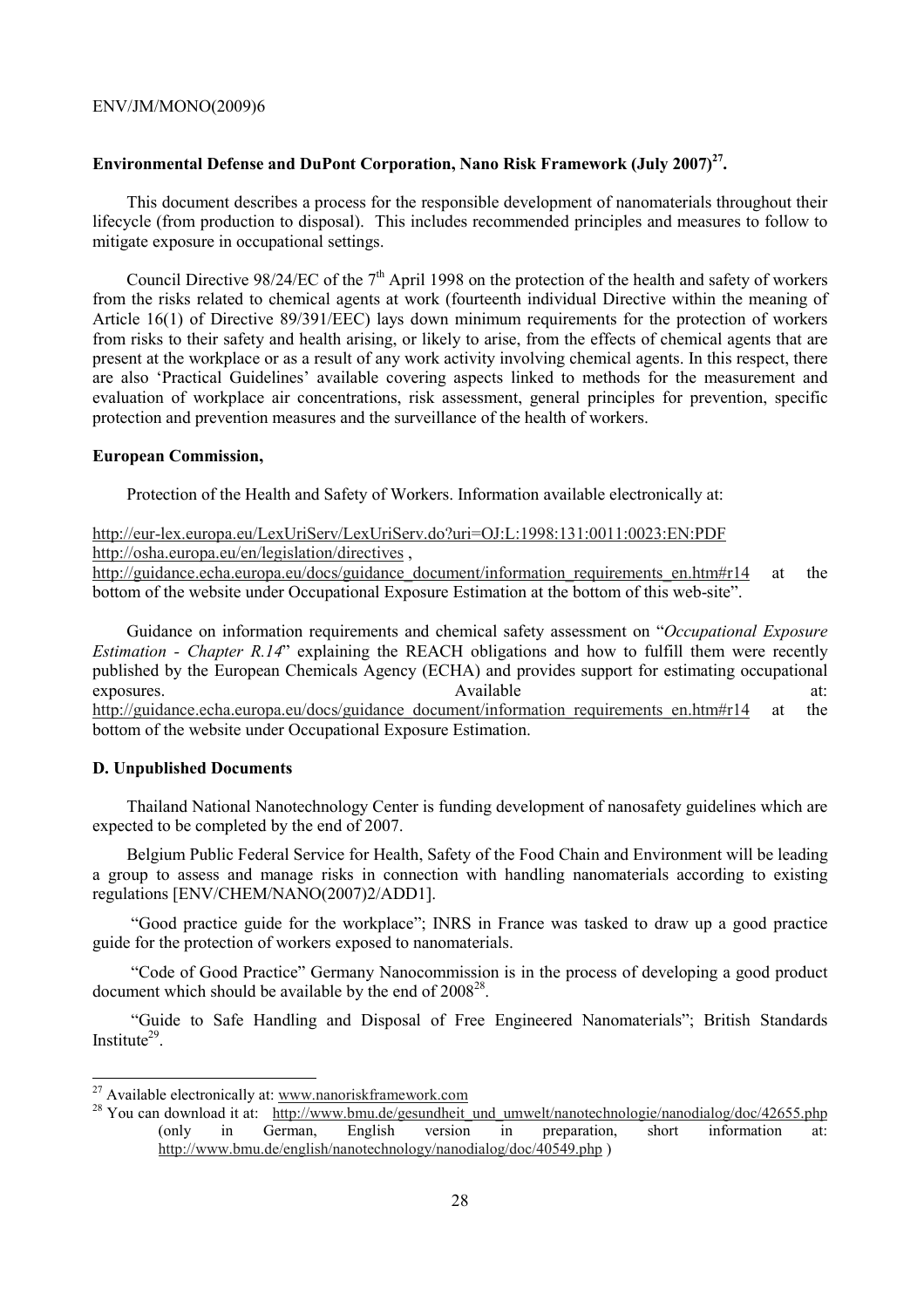**Environmental Defense and DuPont Corporation, Nano Risk Framework (July 2007)[27].**

This document describes a process for the responsible development of nanomaterials throughout their lifecycle (from production to disposal). This includes recommended principles and measures to follow to mitigate exposure in occupational settings.

Council Directive 98/24/EC of the 7th April 1998 on the protection of the health and safety of workers from the risks related to chemical agents at work (fourteenth individual Directive within the meaning of Article 16(1) of Directive 89/391/EEC) lays down minimum requirements for the protection of workers from risks to their safety and health arising, or likely to arise, from the effects of chemical agents that are present at the workplace or as a result of any work activity involving chemical agents. In this respect, there are also 'Practical Guidelines' available covering aspects linked to methods for the measurement and evaluation of workplace air concentrations, risk assessment, general principles for prevention, specific protection and prevention measures and the surveillance of the health of workers.

**European Commission,**

Protection of the Health and Safety of Workers. Information available electronically at:

http://eur-lex.europa.eu/LexUriServ/LexUriServ.do?uri=OJ:L:1998:131:0011:0023:EN:PDF
http://osha.europa.eu/en/legislation/directives ,
http://guidance.echa.europa.eu/docs/guidance_document/information_requirements_en.htm#r14 at the bottom of the website under Occupational Exposure Estimation at the bottom of this web-site".

Guidance on information requirements and chemical safety assessment on "*Occupational Exposure Estimation - Chapter R.14*" explaining the REACH obligations and how to fulfill them were recently published by the European Chemicals Agency (ECHA) and provides support for estimating occupational exposures. Available at: http://guidance.echa.europa.eu/docs/guidance_document/information_requirements_en.htm#r14 at the bottom of the website under Occupational Exposure Estimation.

**D. Unpublished Documents**

Thailand National Nanotechnology Center is funding development of nanosafety guidelines which are expected to be completed by the end of 2007.

Belgium Public Federal Service for Health, Safety of the Food Chain and Environment will be leading a group to assess and manage risks in connection with handling nanomaterials according to existing regulations [ENV/CHEM/NANO(2007)2/ADD1].

"Good practice guide for the workplace"; INRS in France was tasked to draw up a good practice guide for the protection of workers exposed to nanomaterials.

"Code of Good Practice" Germany Nanocommission is in the process of developing a good product document which should be available by the end of 2008[28].

"Guide to Safe Handling and Disposal of Free Engineered Nanomaterials"; British Standards Institute[29].

---

[27] Available electronically at: www.nanoriskframework.com

[28] You can download it at: http://www.bmu.de/gesundheit_und_umwelt/nanotechnologie/nanodialog/doc/42655.php (only in German, English version in preparation, short information at: http://www.bmu.de/english/nanotechnology/nanodialog/doc/40549.php )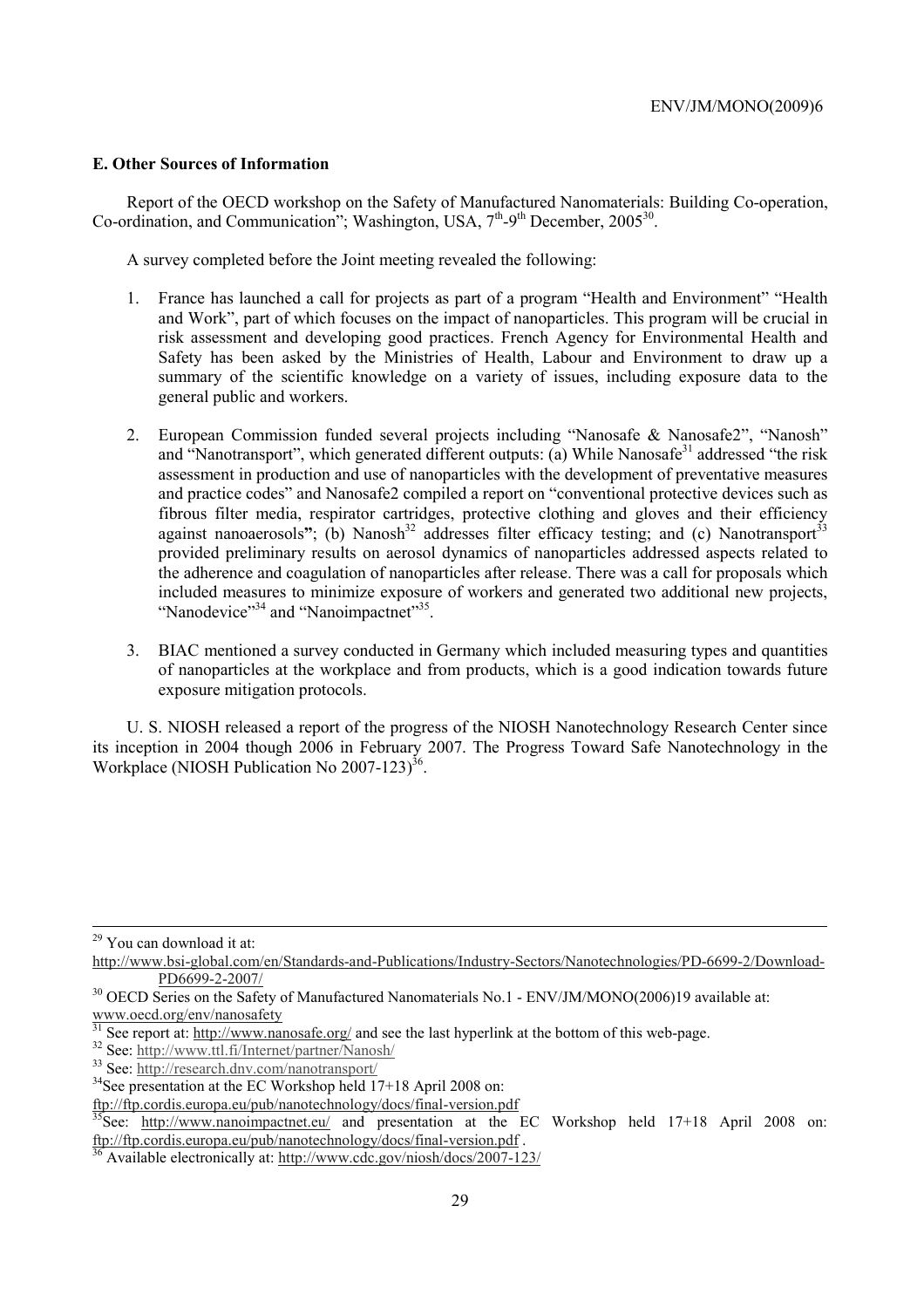### E. Other Sources of Information

Report of the OECD workshop on the Safety of Manufactured Nanomaterials: Building Co-operation, Co-ordination, and Communication"; Washington, USA, 7th-9th December, 2005[30].

A survey completed before the Joint meeting revealed the following:

1. France has launched a call for projects as part of a program "Health and Environment" "Health and Work", part of which focuses on the impact of nanoparticles. This program will be crucial in risk assessment and developing good practices. French Agency for Environmental Health and Safety has been asked by the Ministries of Health, Labour and Environment to draw up a summary of the scientific knowledge on a variety of issues, including exposure data to the general public and workers.

2. European Commission funded several projects including "Nanosafe & Nanosafe2", "Nanosh" and "Nanotransport", which generated different outputs: (a) While Nanosafe[31] addressed "the risk assessment in production and use of nanoparticles with the development of preventative measures and practice codes" and Nanosafe2 compiled a report on "conventional protective devices such as fibrous filter media, respirator cartridges, protective clothing and gloves and their efficiency against nanoaerosols"; (b) Nanosh[32] addresses filter efficacy testing; and (c) Nanotransport[33] provided preliminary results on aerosol dynamics of nanoparticles addressed aspects related to the adherence and coagulation of nanoparticles after release. There was a call for proposals which included measures to minimize exposure of workers and generated two additional new projects, "Nanodevice"[34] and "Nanoimpactnet"[35].

3. BIAC mentioned a survey conducted in Germany which included measuring types and quantities of nanoparticles at the workplace and from products, which is a good indication towards future exposure mitigation protocols.

U. S. NIOSH released a report of the progress of the NIOSH Nanotechnology Research Center since its inception in 2004 though 2006 in February 2007. The Progress Toward Safe Nanotechnology in the Workplace (NIOSH Publication No 2007-123)[36].

---

[29] You can download it at: http://www.bsi-global.com/en/Standards-and-Publications/Industry-Sectors/Nanotechnologies/PD-6699-2/Download-PD6699-2-2007/

[30] OECD Series on the Safety of Manufactured Nanomaterials No.1 - ENV/JM/MONO(2006)19 available at: www.oecd.org/env/nanosafety

[31] See report at: http://www.nanosafe.org/ and see the last hyperlink at the bottom of this web-page.

[32] See: http://www.ttl.fi/Internet/partner/Nanosh/

[33] See: http://research.dnv.com/nanotransport/

[34] See presentation at the EC Workshop held 17+18 April 2008 on: ftp://ftp.cordis.europa.eu/pub/nanotechnology/docs/final-version.pdf

[35] See: http://www.nanoimpactnet.eu/ and presentation at the EC Workshop held 17+18 April 2008 on: ftp://ftp.cordis.europa.eu/pub/nanotechnology/docs/final-version.pdf .

[36] Available electronically at: http://www.cdc.gov/niosh/docs/2007-123/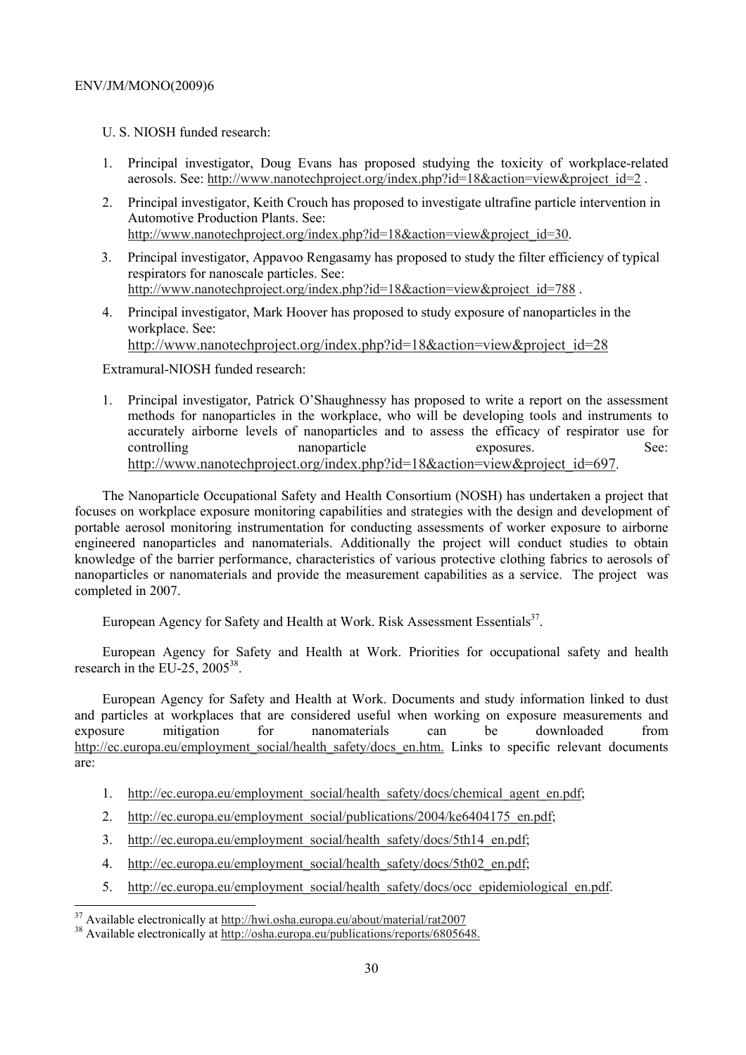U. S. NIOSH funded research:

1. Principal investigator, Doug Evans has proposed studying the toxicity of workplace-related aerosols. See: http://www.nanotechproject.org/index.php?id=18&action=view&project_id=2 .
2. Principal investigator, Keith Crouch has proposed to investigate ultrafine particle intervention in Automotive Production Plants. See: http://www.nanotechproject.org/index.php?id=18&action=view&project_id=30.
3. Principal investigator, Appavoo Rengasamy has proposed to study the filter efficiency of typical respirators for nanoscale particles. See: http://www.nanotechproject.org/index.php?id=18&action=view&project_id=788 .
4. Principal investigator, Mark Hoover has proposed to study exposure of nanoparticles in the workplace. See: http://www.nanotechproject.org/index.php?id=18&action=view&project_id=28

Extramural-NIOSH funded research:

1. Principal investigator, Patrick O'Shaughnessy has proposed to write a report on the assessment methods for nanoparticles in the workplace, who will be developing tools and instruments to accurately airborne levels of nanoparticles and to assess the efficacy of respirator use for controlling nanoparticle exposures. See: http://www.nanotechproject.org/index.php?id=18&action=view&project_id=697.

The Nanoparticle Occupational Safety and Health Consortium (NOSH) has undertaken a project that focuses on workplace exposure monitoring capabilities and strategies with the design and development of portable aerosol monitoring instrumentation for conducting assessments of worker exposure to airborne engineered nanoparticles and nanomaterials. Additionally the project will conduct studies to obtain knowledge of the barrier performance, characteristics of various protective clothing fabrics to aerosols of nanoparticles or nanomaterials and provide the measurement capabilities as a service. The project was completed in 2007.

European Agency for Safety and Health at Work. Risk Assessment Essentials[37].

European Agency for Safety and Health at Work. Priorities for occupational safety and health research in the EU-25, 2005[38].

European Agency for Safety and Health at Work. Documents and study information linked to dust and particles at workplaces that are considered useful when working on exposure measurements and exposure mitigation for nanomaterials can be downloaded from http://ec.europa.eu/employment_social/health_safety/docs_en.htm. Links to specific relevant documents are:

1. http://ec.europa.eu/employment_social/health_safety/docs/chemical_agent_en.pdf;
2. http://ec.europa.eu/employment_social/publications/2004/ke6404175_en.pdf;
3. http://ec.europa.eu/employment_social/health_safety/docs/5th14_en.pdf;
4. http://ec.europa.eu/employment_social/health_safety/docs/5th02_en.pdf;
5. http://ec.europa.eu/employment_social/health_safety/docs/occ_epidemiological_en.pdf.

[37] Available electronically at http://hwi.osha.europa.eu/about/material/rat2007

[38] Available electronically at http://osha.europa.eu/publications/reports/6805648.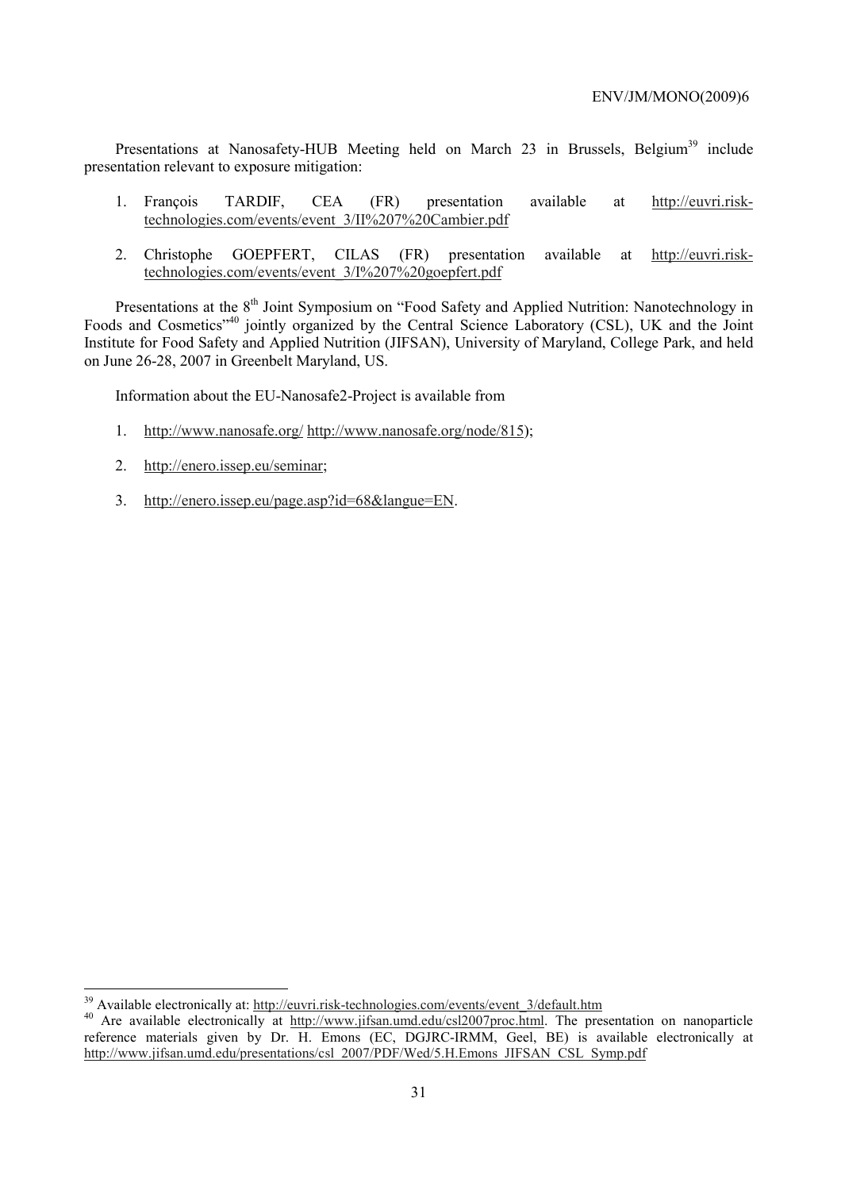Presentations at Nanosafety-HUB Meeting held on March 23 in Brussels, Belgium[39] include presentation relevant to exposure mitigation:

1. François TARDIF, CEA (FR) presentation available at http://euvri.risk-technologies.com/events/event_3/II%207%20Cambier.pdf

2. Christophe GOEPFERT, CILAS (FR) presentation available at http://euvri.risk-technologies.com/events/event_3/I%207%20goepfert.pdf

Presentations at the 8th Joint Symposium on "Food Safety and Applied Nutrition: Nanotechnology in Foods and Cosmetics"[40] jointly organized by the Central Science Laboratory (CSL), UK and the Joint Institute for Food Safety and Applied Nutrition (JIFSAN), University of Maryland, College Park, and held on June 26-28, 2007 in Greenbelt Maryland, US.

Information about the EU-Nanosafe2-Project is available from

1. http://www.nanosafe.org/ http://www.nanosafe.org/node/815);

2. http://enero.issep.eu/seminar;

3. http://enero.issep.eu/page.asp?id=68&langue=EN.

---

[39] Available electronically at: http://euvri.risk-technologies.com/events/event_3/default.htm

[40] Are available electronically at http://www.jifsan.umd.edu/csl2007proc.html. The presentation on nanoparticle reference materials given by Dr. H. Emons (EC, DGJRC-IRMM, Geel, BE) is available electronically at http://www.jifsan.umd.edu/presentations/csl_2007/PDF/Wed/5.H.Emons_JIFSAN_CSL_Symp.pdf